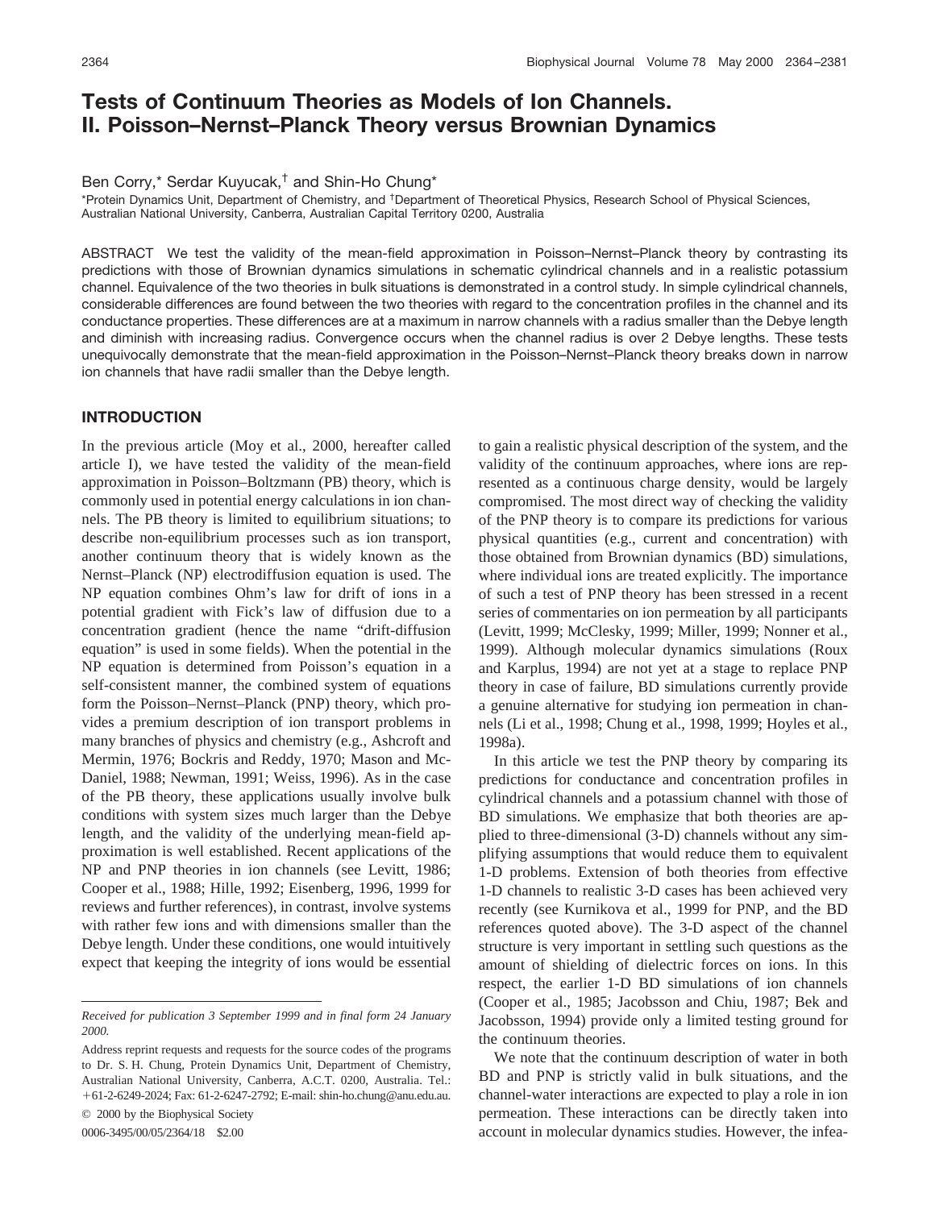# Tests of Continuum Theories as Models of Ion Channels. II. Poisson–Nernst–Planck Theory versus Brownian Dynamics

Ben Corry,* Serdar Kuyucak,† and Shin-Ho Chung*

*Protein Dynamics Unit, Department of Chemistry, and †Department of Theoretical Physics, Research School of Physical Sciences, Australian National University, Canberra, Australian Capital Territory 0200, Australia

ABSTRACT We test the validity of the mean-field approximation in Poisson–Nernst–Planck theory by contrasting its predictions with those of Brownian dynamics simulations in schematic cylindrical channels and in a realistic potassium channel. Equivalence of the two theories in bulk situations is demonstrated in a control study. In simple cylindrical channels, considerable differences are found between the two theories with regard to the concentration profiles in the channel and its conductance properties. These differences are at a maximum in narrow channels with a radius smaller than the Debye length and diminish with increasing radius. Convergence occurs when the channel radius is over 2 Debye lengths. These tests unequivocally demonstrate that the mean-field approximation in the Poisson–Nernst–Planck theory breaks down in narrow ion channels that have radii smaller than the Debye length.

## INTRODUCTION

In the previous article (Moy et al., 2000, hereafter called article I), we have tested the validity of the mean-field approximation in Poisson–Boltzmann (PB) theory, which is commonly used in potential energy calculations in ion channels. The PB theory is limited to equilibrium situations; to describe non-equilibrium processes such as ion transport, another continuum theory that is widely known as the Nernst–Planck (NP) electrodiffusion equation is used. The NP equation combines Ohm's law for drift of ions in a potential gradient with Fick's law of diffusion due to a concentration gradient (hence the name "drift-diffusion equation" is used in some fields). When the potential in the NP equation is determined from Poisson's equation in a self-consistent manner, the combined system of equations form the Poisson–Nernst–Planck (PNP) theory, which provides a premium description of ion transport problems in many branches of physics and chemistry (e.g., Ashcroft and Mermin, 1976; Bockris and Reddy, 1970; Mason and McDaniel, 1988; Newman, 1991; Weiss, 1996). As in the case of the PB theory, these applications usually involve bulk conditions with system sizes much larger than the Debye length, and the validity of the underlying mean-field approximation is well established. Recent applications of the NP and PNP theories in ion channels (see Levitt, 1986; Cooper et al., 1988; Hille, 1992; Eisenberg, 1996, 1999 for reviews and further references), in contrast, involve systems with rather few ions and with dimensions smaller than the Debye length. Under these conditions, one would intuitively expect that keeping the integrity of ions would be essential to gain a realistic physical description of the system, and the validity of the continuum approaches, where ions are represented as a continuous charge density, would be largely compromised. The most direct way of checking the validity of the PNP theory is to compare its predictions for various physical quantities (e.g., current and concentration) with those obtained from Brownian dynamics (BD) simulations, where individual ions are treated explicitly. The importance of such a test of PNP theory has been stressed in a recent series of commentaries on ion permeation by all participants (Levitt, 1999; McClesky, 1999; Miller, 1999; Nonner et al., 1999). Although molecular dynamics simulations (Roux and Karplus, 1994) are not yet at a stage to replace PNP theory in case of failure, BD simulations currently provide a genuine alternative for studying ion permeation in channels (Li et al., 1998; Chung et al., 1998, 1999; Hoyles et al., 1998a).

In this article we test the PNP theory by comparing its predictions for conductance and concentration profiles in cylindrical channels and a potassium channel with those of BD simulations. We emphasize that both theories are applied to three-dimensional (3-D) channels without any simplifying assumptions that would reduce them to equivalent 1-D problems. Extension of both theories from effective 1-D channels to realistic 3-D cases has been achieved very recently (see Kurnikova et al., 1999 for PNP, and the BD references quoted above). The 3-D aspect of the channel structure is very important in settling such questions as the amount of shielding of dielectric forces on ions. In this respect, the earlier 1-D BD simulations of ion channels (Cooper et al., 1985; Jacobsson and Chiu, 1987; Bek and Jacobsson, 1994) provide only a limited testing ground for the continuum theories.

We note that the continuum description of water in both BD and PNP is strictly valid in bulk situations, and the channel-water interactions are expected to play a role in ion permeation. These interactions can be directly taken into account in molecular dynamics studies. However, the infea-

*Received for publication 3 September 1999 and in final form 24 January 2000.*

Address reprint requests and requests for the source codes of the programs to Dr. S. H. Chung, Protein Dynamics Unit, Department of Chemistry, Australian National University, Canberra, A.C.T. 0200, Australia. Tel.: +61-2-6249-2024; Fax: 61-2-6247-2792; E-mail: shin-ho.chung@anu.edu.au.

© 2000 by the Biophysical Society

0006-3495/00/05/2364/18 $2.00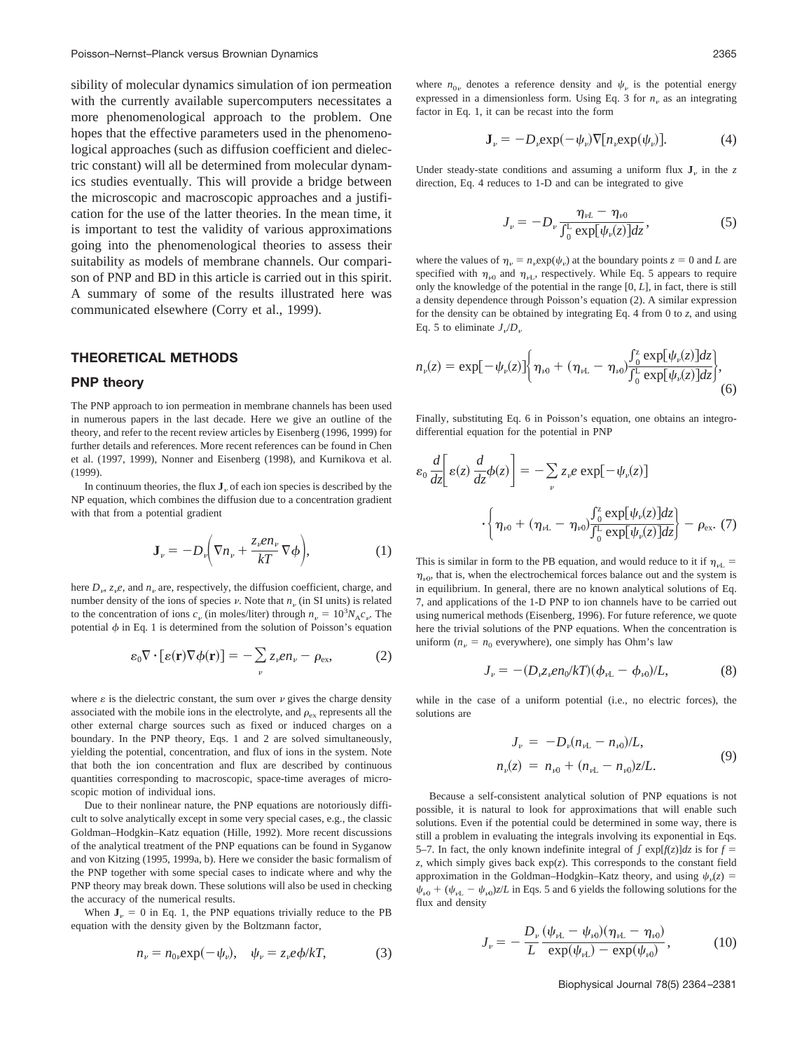sibility of molecular dynamics simulation of ion permeation with the currently available supercomputers necessitates a more phenomenological approach to the problem. One hopes that the effective parameters used in the phenomenological approaches (such as diffusion coefficient and dielectric constant) will all be determined from molecular dynamics studies eventually. This will provide a bridge between the microscopic and macroscopic approaches and a justification for the use of the latter theories. In the mean time, it is important to test the validity of various approximations going into the phenomenological theories to assess their suitability as models of membrane channels. Our comparison of PNP and BD in this article is carried out in this spirit. A summary of some of the results illustrated here was communicated elsewhere (Corry et al., 1999).

## THEORETICAL METHODS

### PNP theory

The PNP approach to ion permeation in membrane channels has been used in numerous papers in the last decade. Here we give an outline of the theory, and refer to the recent review articles by Eisenberg (1996, 1999) for further details and references. More recent references can be found in Chen et al. (1997, 1999), Nonner and Eisenberg (1998), and Kurnikova et al. (1999).

In continuum theories, the flux $\mathbf{J}_\nu$ of each ion species is described by the NP equation, which combines the diffusion due to a concentration gradient with that from a potential gradient

$$\mathbf{J}_\nu = -D_\nu\left(\nabla n_\nu + \frac{z_\nu e n_\nu}{kT}\nabla\phi\right), \tag{1}$$

here $D_\nu$, $z_\nu e$, and $n_\nu$ are, respectively, the diffusion coefficient, charge, and number density of the ions of species $\nu$. Note that $n_\nu$ (in SI units) is related to the concentration of ions $c_\nu$ (in moles/liter) through $n_\nu = 10^3 N_A c_\nu$. The potential $\phi$ in Eq. 1 is determined from the solution of Poisson's equation

$$\varepsilon_0 \nabla \cdot [\varepsilon(\mathbf{r})\nabla\phi(\mathbf{r})] = -\sum_\nu z_\nu e n_\nu - \rho_{\text{ex}}, \tag{2}$$

where $\varepsilon$ is the dielectric constant, the sum over $\nu$ gives the charge density associated with the mobile ions in the electrolyte, and $\rho_{\text{ex}}$ represents all the other external charge sources such as fixed or induced charges on a boundary. In the PNP theory, Eqs. 1 and 2 are solved simultaneously, yielding the potential, concentration, and flux of ions in the system. Note that both the ion concentration and flux are described by continuous quantities corresponding to macroscopic, space-time averages of microscopic motion of individual ions.

Due to their nonlinear nature, the PNP equations are notoriously difficult to solve analytically except in some very special cases, e.g., the classic Goldman–Hodgkin–Katz equation (Hille, 1992). More recent discussions of the analytical treatment of the PNP equations can be found in Syganow and von Kitzing (1995, 1999a, b). Here we consider the basic formalism of the PNP together with some special cases to indicate where and why the PNP theory may break down. These solutions will also be used in checking the accuracy of the numerical results.

When $\mathbf{J}_\nu = 0$ in Eq. 1, the PNP equations trivially reduce to the PB equation with the density given by the Boltzmann factor,

$$n_\nu = n_{0\nu}\exp(-\psi_\nu), \quad \psi_\nu = z_\nu e\phi/kT, \tag{3}$$

where $n_{0\nu}$ denotes a reference density and $\psi_\nu$ is the potential energy expressed in a dimensionless form. Using Eq. 3 for $n_\nu$ as an integrating factor in Eq. 1, it can be recast into the form

$$\mathbf{J}_\nu = -D_\nu \exp(-\psi_\nu)\nabla[n_\nu \exp(\psi_\nu)]. \tag{4}$$

Under steady-state conditions and assuming a uniform flux $\mathbf{J}_\nu$ in the $z$ direction, Eq. 4 reduces to 1-D and can be integrated to give

$$J_\nu = -D_\nu \frac{\eta_{\nu L} - \eta_{\nu 0}}{\int_0^L \exp[\psi_\nu(z)]dz}, \tag{5}$$

where the values of $\eta_\nu = n_\nu \exp(\psi_\nu)$ at the boundary points $z = 0$ and $L$ are specified with $\eta_{\nu 0}$ and $\eta_{\nu L}$, respectively. While Eq. 5 appears to require only the knowledge of the potential in the range $[0, L]$, in fact, there is still a density dependence through Poisson's equation (2). A similar expression for the density can be obtained by integrating Eq. 4 from 0 to $z$, and using Eq. 5 to eliminate $J_\nu/D_\nu$

$$n_\nu(z) = \exp[-\psi_\nu(z)]\left\{\eta_{\nu 0} + (\eta_{\nu L} - \eta_{\nu 0})\frac{\int_0^z \exp[\psi_\nu(z)]dz}{\int_0^L \exp[\psi_\nu(z)]dz}\right\}, \tag{6}$$

Finally, substituting Eq. 6 in Poisson's equation, one obtains an integro-differential equation for the potential in PNP

$$\varepsilon_0 \frac{d}{dz}\left[\varepsilon(z)\frac{d}{dz}\phi(z)\right] = -\sum_\nu z_\nu e \exp[-\psi_\nu(z)] \cdot \left\{\eta_{\nu 0} + (\eta_{\nu L} - \eta_{\nu 0})\frac{\int_0^z \exp[\psi_\nu(z)]dz}{\int_0^L \exp[\psi_\nu(z)]dz}\right\} - \rho_{\text{ex}}. \tag{7}$$

This is similar in form to the PB equation, and would reduce to it if $\eta_{\nu L} = \eta_{\nu 0}$, that is, when the electrochemical forces balance out and the system is in equilibrium. In general, there are no known analytical solutions of Eq. 7, and applications of the 1-D PNP to ion channels have to be carried out using numerical methods (Eisenberg, 1996). For future reference, we quote here the trivial solutions of the PNP equations. When the concentration is uniform ($n_\nu = n_0$ everywhere), one simply has Ohm's law

$$J_\nu = -(D_\nu z_\nu e n_0/kT)(\phi_{\nu L} - \phi_{\nu 0})/L, \tag{8}$$

while in the case of a uniform potential (i.e., no electric forces), the solutions are

$$\begin{aligned} J_\nu &= -D_\nu(n_{\nu L} - n_{\nu 0})/L, \\ n_\nu(z) &= n_{\nu 0} + (n_{\nu L} - n_{\nu 0})z/L. \end{aligned} \tag{9}$$

Because a self-consistent analytical solution of PNP equations is not possible, it is natural to look for approximations that will enable such solutions. Even if the potential could be determined in some way, there is still a problem in evaluating the integrals involving its exponential in Eqs. 5–7. In fact, the only known indefinite integral of $\int \exp[f(z)]dz$ is for $f = z$, which simply gives back $\exp(z)$. This corresponds to the constant field approximation in the Goldman–Hodgkin–Katz theory, and using $\psi_\nu(z) = \psi_{\nu 0} + (\psi_{\nu L} - \psi_{\nu 0})z/L$ in Eqs. 5 and 6 yields the following solutions for the flux and density

$$J_\nu = -\frac{D_\nu}{L}\frac{(\psi_{\nu L} - \psi_{\nu 0})(\eta_{\nu L} - \eta_{\nu 0})}{\exp(\psi_{\nu L}) - \exp(\psi_{\nu 0})}, \tag{10}$$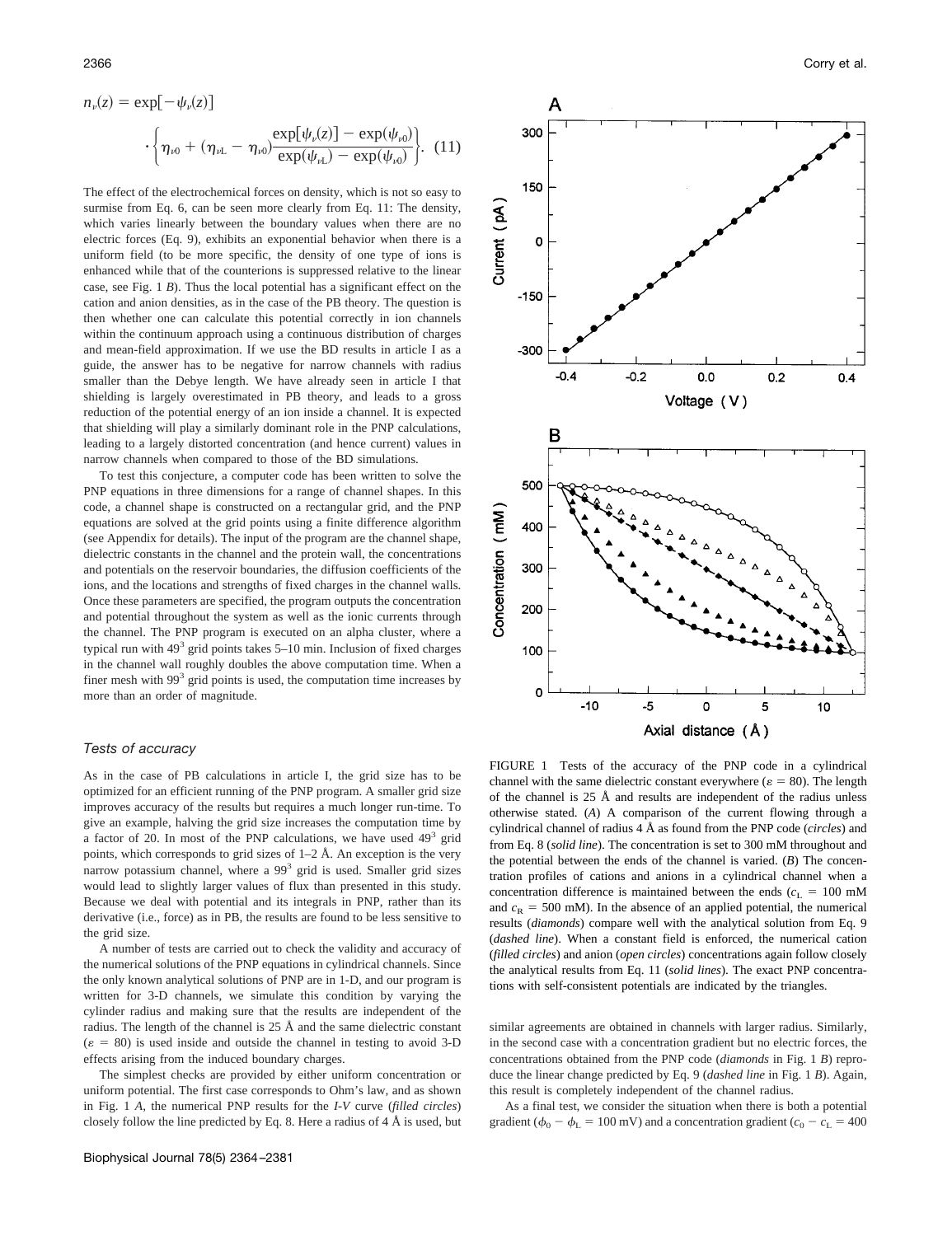$$n_\nu(z) = \exp[-\psi_\nu(z)] \cdot \left\{ \eta_{\nu 0} + (\eta_{\nu L} - \eta_{\nu 0}) \frac{\exp[\psi_\nu(z)] - \exp(\psi_{\nu 0})}{\exp(\psi_{\nu L}) - \exp(\psi_{\nu 0})} \right\}. \quad (11)$$

The effect of the electrochemical forces on density, which is not so easy to surmise from Eq. 6, can be seen more clearly from Eq. 11: The density, which varies linearly between the boundary values when there are no electric forces (Eq. 9), exhibits an exponential behavior when there is a uniform field (to be more specific, the density of one type of ions is enhanced while that of the counterions is suppressed relative to the linear case, see Fig. 1 *B*). Thus the local potential has a significant effect on the cation and anion densities, as in the case of the PB theory. The question is then whether one can calculate this potential correctly in ion channels within the continuum approach using a continuous distribution of charges and mean-field approximation. If we use the BD results in article I as a guide, the answer has to be negative for narrow channels with radius smaller than the Debye length. We have already seen in article I that shielding is largely overestimated in PB theory, and leads to a gross reduction of the potential energy of an ion inside a channel. It is expected that shielding will play a similarly dominant role in the PNP calculations, leading to a largely distorted concentration (and hence current) values in narrow channels when compared to those of the BD simulations.

To test this conjecture, a computer code has been written to solve the PNP equations in three dimensions for a range of channel shapes. In this code, a channel shape is constructed on a rectangular grid, and the PNP equations are solved at the grid points using a finite difference algorithm (see Appendix for details). The input of the program are the channel shape, dielectric constants in the channel and the protein wall, the concentrations and potentials on the reservoir boundaries, the diffusion coefficients of the ions, and the locations and strengths of fixed charges in the channel walls. Once these parameters are specified, the program outputs the concentration and potential throughout the system as well as the ionic currents through the channel. The PNP program is executed on an alpha cluster, where a typical run with $49^3$ grid points takes 5–10 min. Inclusion of fixed charges in the channel wall roughly doubles the above computation time. When a finer mesh with $99^3$ grid points is used, the computation time increases by more than an order of magnitude.

### Tests of accuracy

As in the case of PB calculations in article I, the grid size has to be optimized for an efficient running of the PNP program. A smaller grid size improves accuracy of the results but requires a much longer run-time. To give an example, halving the grid size increases the computation time by a factor of 20. In most of the PNP calculations, we have used $49^3$ grid points, which corresponds to grid sizes of 1–2 Å. An exception is the very narrow potassium channel, where a $99^3$ grid is used. Smaller grid sizes would lead to slightly larger values of flux than presented in this study. Because we deal with potential and its integrals in PNP, rather than its derivative (i.e., force) as in PB, the results are found to be less sensitive to the grid size.

A number of tests are carried out to check the validity and accuracy of the numerical solutions of the PNP equations in cylindrical channels. Since the only known analytical solutions of PNP are in 1-D, and our program is written for 3-D channels, we simulate this condition by varying the cylinder radius and making sure that the results are independent of the radius. The length of the channel is 25 Å and the same dielectric constant ($\varepsilon = 80$) is used inside and outside the channel in testing to avoid 3-D effects arising from the induced boundary charges.

The simplest checks are provided by either uniform concentration or uniform potential. The first case corresponds to Ohm's law, and as shown in Fig. 1 *A*, the numerical PNP results for the *I-V* curve (*filled circles*) closely follow the line predicted by Eq. 8. Here a radius of 4 Å is used, but similar agreements are obtained in channels with larger radius. Similarly, in the second case with a concentration gradient but no electric forces, the concentrations obtained from the PNP code (*diamonds* in Fig. 1 *B*) reproduce the linear change predicted by Eq. 9 (*dashed line* in Fig. 1 *B*). Again, this result is completely independent of the channel radius.

As a final test, we consider the situation when there is both a potential gradient ($\phi_0 - \phi_L = 100$ mV) and a concentration gradient ($c_0 - c_L = 400$

FIGURE 1 Tests of the accuracy of the PNP code in a cylindrical channel with the same dielectric constant everywhere ($\varepsilon = 80$). The length of the channel is 25 Å and results are independent of the radius unless otherwise stated. (*A*) A comparison of the current flowing through a cylindrical channel of radius 4 Å as found from the PNP code (*circles*) and from Eq. 8 (*solid line*). The concentration is set to 300 mM throughout and the potential between the ends of the channel is varied. (*B*) The concentration profiles of cations and anions in a cylindrical channel when a concentration difference is maintained between the ends ($c_L = 100$ mM and $c_R = 500$ mM). In the absence of an applied potential, the numerical results (*diamonds*) compare well with the analytical solution from Eq. 9 (*dashed line*). When a constant field is enforced, the numerical cation (*filled circles*) and anion (*open circles*) concentrations again follow closely the analytical results from Eq. 11 (*solid lines*). The exact PNP concentrations with self-consistent potentials are indicated by the triangles.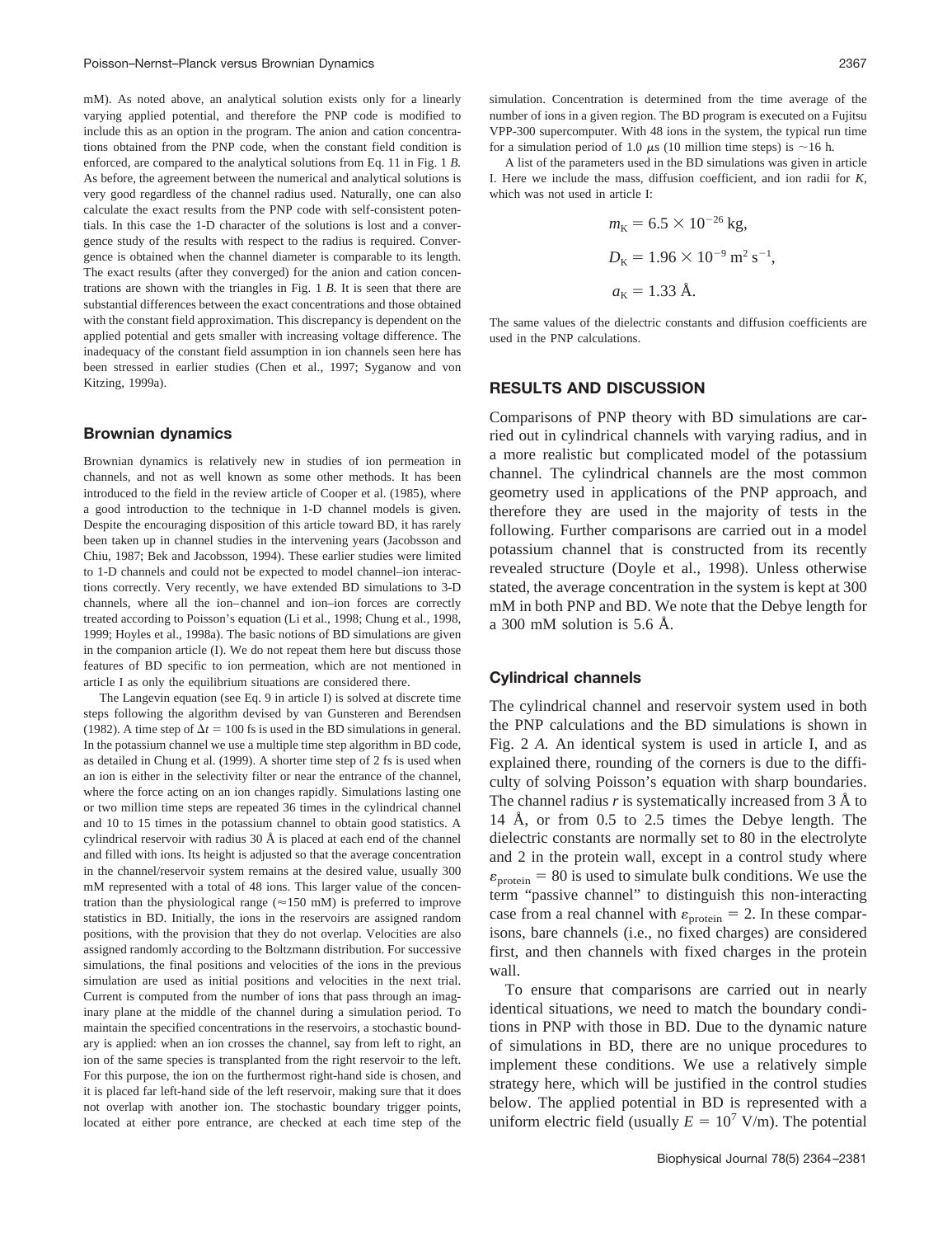mM). As noted above, an analytical solution exists only for a linearly varying applied potential, and therefore the PNP code is modified to include this as an option in the program. The anion and cation concentrations obtained from the PNP code, when the constant field condition is enforced, are compared to the analytical solutions from Eq. 11 in Fig. 1 *B*. As before, the agreement between the numerical and analytical solutions is very good regardless of the channel radius used. Naturally, one can also calculate the exact results from the PNP code with self-consistent potentials. In this case the 1-D character of the solutions is lost and a convergence study of the results with respect to the radius is required. Convergence is obtained when the channel diameter is comparable to its length. The exact results (after they converged) for the anion and cation concentrations are shown with the triangles in Fig. 1 *B*. It is seen that there are substantial differences between the exact concentrations and those obtained with the constant field approximation. This discrepancy is dependent on the applied potential and gets smaller with increasing voltage difference. The inadequacy of the constant field assumption in ion channels seen here has been stressed in earlier studies (Chen et al., 1997; Syganow and von Kitzing, 1999a).

### Brownian dynamics

Brownian dynamics is relatively new in studies of ion permeation in channels, and not as well known as some other methods. It has been introduced to the field in the review article of Cooper et al. (1985), where a good introduction to the technique in 1-D channel models is given. Despite the encouraging disposition of this article toward BD, it has rarely been taken up in channel studies in the intervening years (Jacobsson and Chiu, 1987; Bek and Jacobsson, 1994). These earlier studies were limited to 1-D channels and could not be expected to model channel–ion interactions correctly. Very recently, we have extended BD simulations to 3-D channels, where all the ion–channel and ion–ion forces are correctly treated according to Poisson's equation (Li et al., 1998; Chung et al., 1998, 1999; Hoyles et al., 1998a). The basic notions of BD simulations are given in the companion article (I). We do not repeat them here but discuss those features of BD specific to ion permeation, which are not mentioned in article I as only the equilibrium situations are considered there.

The Langevin equation (see Eq. 9 in article I) is solved at discrete time steps following the algorithm devised by van Gunsteren and Berendsen (1982). A time step of $\Delta t = 100$ fs is used in the BD simulations in general. In the potassium channel we use a multiple time step algorithm in BD code, as detailed in Chung et al. (1999). A shorter time step of 2 fs is used when an ion is either in the selectivity filter or near the entrance of the channel, where the force acting on an ion changes rapidly. Simulations lasting one or two million time steps are repeated 36 times in the cylindrical channel and 10 to 15 times in the potassium channel to obtain good statistics. A cylindrical reservoir with radius 30 Å is placed at each end of the channel and filled with ions. Its height is adjusted so that the average concentration in the channel/reservoir system remains at the desired value, usually 300 mM represented with a total of 48 ions. This larger value of the concentration than the physiological range ($\approx$150 mM) is preferred to improve statistics in BD. Initially, the ions in the reservoirs are assigned random positions, with the provision that they do not overlap. Velocities are also assigned randomly according to the Boltzmann distribution. For successive simulations, the final positions and velocities of the ions in the previous simulation are used as initial positions and velocities in the next trial. Current is computed from the number of ions that pass through an imaginary plane at the middle of the channel during a simulation period. To maintain the specified concentrations in the reservoirs, a stochastic boundary is applied: when an ion crosses the channel, say from left to right, an ion of the same species is transplanted from the right reservoir to the left. For this purpose, the ion on the furthermost right-hand side is chosen, and it is placed far left-hand side of the left reservoir, making sure that it does not overlap with another ion. The stochastic boundary trigger points, located at either pore entrance, are checked at each time step of the simulation. Concentration is determined from the time average of the number of ions in a given region. The BD program is executed on a Fujitsu VPP-300 supercomputer. With 48 ions in the system, the typical run time for a simulation period of 1.0 $\mu$s (10 million time steps) is ~16 h.

A list of the parameters used in the BD simulations was given in article I. Here we include the mass, diffusion coefficient, and ion radii for *K*, which was not used in article I:

$$m_K = 6.5 \times 10^{-26}\ \text{kg},$$

$$D_K = 1.96 \times 10^{-9}\ \text{m}^2\ \text{s}^{-1},$$

$$a_K = 1.33\ \text{Å}.$$

The same values of the dielectric constants and diffusion coefficients are used in the PNP calculations.

## RESULTS AND DISCUSSION

Comparisons of PNP theory with BD simulations are carried out in cylindrical channels with varying radius, and in a more realistic but complicated model of the potassium channel. The cylindrical channels are the most common geometry used in applications of the PNP approach, and therefore they are used in the majority of tests in the following. Further comparisons are carried out in a model potassium channel that is constructed from its recently revealed structure (Doyle et al., 1998). Unless otherwise stated, the average concentration in the system is kept at 300 mM in both PNP and BD. We note that the Debye length for a 300 mM solution is 5.6 Å.

### Cylindrical channels

The cylindrical channel and reservoir system used in both the PNP calculations and the BD simulations is shown in Fig. 2 *A*. An identical system is used in article I, and as explained there, rounding of the corners is due to the difficulty of solving Poisson's equation with sharp boundaries. The channel radius *r* is systematically increased from 3 Å to 14 Å, or from 0.5 to 2.5 times the Debye length. The dielectric constants are normally set to 80 in the electrolyte and 2 in the protein wall, except in a control study where $\varepsilon_{\text{protein}} = 80$ is used to simulate bulk conditions. We use the term "passive channel" to distinguish this non-interacting case from a real channel with $\varepsilon_{\text{protein}} = 2$. In these comparisons, bare channels (i.e., no fixed charges) are considered first, and then channels with fixed charges in the protein wall.

To ensure that comparisons are carried out in nearly identical situations, we need to match the boundary conditions in PNP with those in BD. Due to the dynamic nature of simulations in BD, there are no unique procedures to implement these conditions. We use a relatively simple strategy here, which will be justified in the control studies below. The applied potential in BD is represented with a uniform electric field (usually $E = 10^7$ V/m). The potential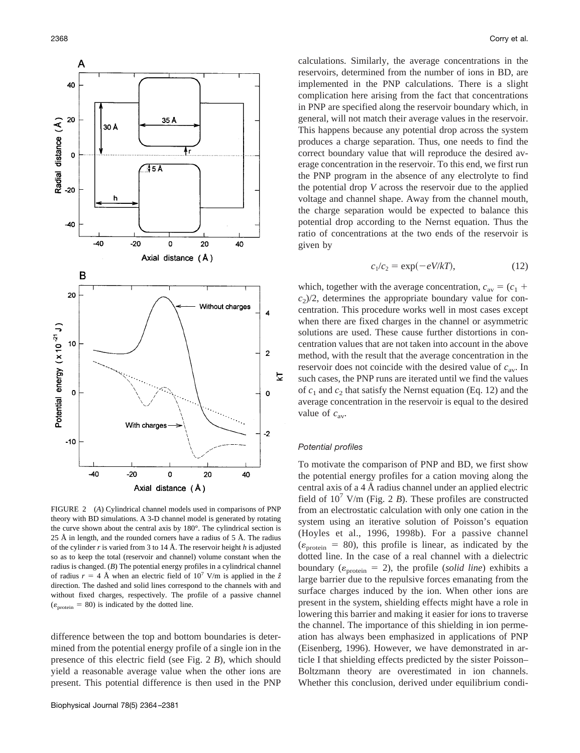FIGURE 2 (*A*) Cylindrical channel models used in comparisons of PNP theory with BD simulations. A 3-D channel model is generated by rotating the curve shown about the central axis by 180°. The cylindrical section is 25 Å in length, and the rounded corners have a radius of 5 Å. The radius of the cylinder *r* is varied from 3 to 14 Å. The reservoir height *h* is adjusted so as to keep the total (reservoir and channel) volume constant when the radius is changed. (*B*) The potential energy profiles in a cylindrical channel of radius $r = 4$ Å when an electric field of $10^7$ V/m is applied in the $\hat{z}$ direction. The dashed and solid lines correspond to the channels with and without fixed charges, respectively. The profile of a passive channel ($\varepsilon_{\text{protein}} = 80$) is indicated by the dotted line.

difference between the top and bottom boundaries is determined from the potential energy profile of a single ion in the presence of this electric field (see Fig. 2 *B*), which should yield a reasonable average value when the other ions are present. This potential difference is then used in the PNP calculations. Similarly, the average concentrations in the reservoirs, determined from the number of ions in BD, are implemented in the PNP calculations. There is a slight complication here arising from the fact that concentrations in PNP are specified along the reservoir boundary which, in general, will not match their average values in the reservoir. This happens because any potential drop across the system produces a charge separation. Thus, one needs to find the correct boundary value that will reproduce the desired average concentration in the reservoir. To this end, we first run the PNP program in the absence of any electrolyte to find the potential drop *V* across the reservoir due to the applied voltage and channel shape. Away from the channel mouth, the charge separation would be expected to balance this potential drop according to the Nernst equation. Thus the ratio of concentrations at the two ends of the reservoir is given by

$$c_1/c_2 = \exp(-eV/kT), \tag{12}$$

which, together with the average concentration, $c_{\text{av}} = (c_1 + c_2)/2$, determines the appropriate boundary value for concentration. This procedure works well in most cases except when there are fixed charges in the channel or asymmetric solutions are used. These cause further distortions in concentration values that are not taken into account in the above method, with the result that the average concentration in the reservoir does not coincide with the desired value of $c_{\text{av}}$. In such cases, the PNP runs are iterated until we find the values of $c_1$ and $c_2$ that satisfy the Nernst equation (Eq. 12) and the average concentration in the reservoir is equal to the desired value of $c_{\text{av}}$.

### *Potential profiles*

To motivate the comparison of PNP and BD, we first show the potential energy profiles for a cation moving along the central axis of a 4 Å radius channel under an applied electric field of $10^7$ V/m (Fig. 2 *B*). These profiles are constructed from an electrostatic calculation with only one cation in the system using an iterative solution of Poisson's equation (Hoyles et al., 1996, 1998b). For a passive channel ($\varepsilon_{\text{protein}} = 80$), this profile is linear, as indicated by the dotted line. In the case of a real channel with a dielectric boundary ($\varepsilon_{\text{protein}} = 2$), the profile (*solid line*) exhibits a large barrier due to the repulsive forces emanating from the surface charges induced by the ion. When other ions are present in the system, shielding effects might have a role in lowering this barrier and making it easier for ions to traverse the channel. The importance of this shielding in ion permeation has always been emphasized in applications of PNP (Eisenberg, 1996). However, we have demonstrated in article I that shielding effects predicted by the sister Poisson–Boltzmann theory are overestimated in ion channels. Whether this conclusion, derived under equilibrium condi-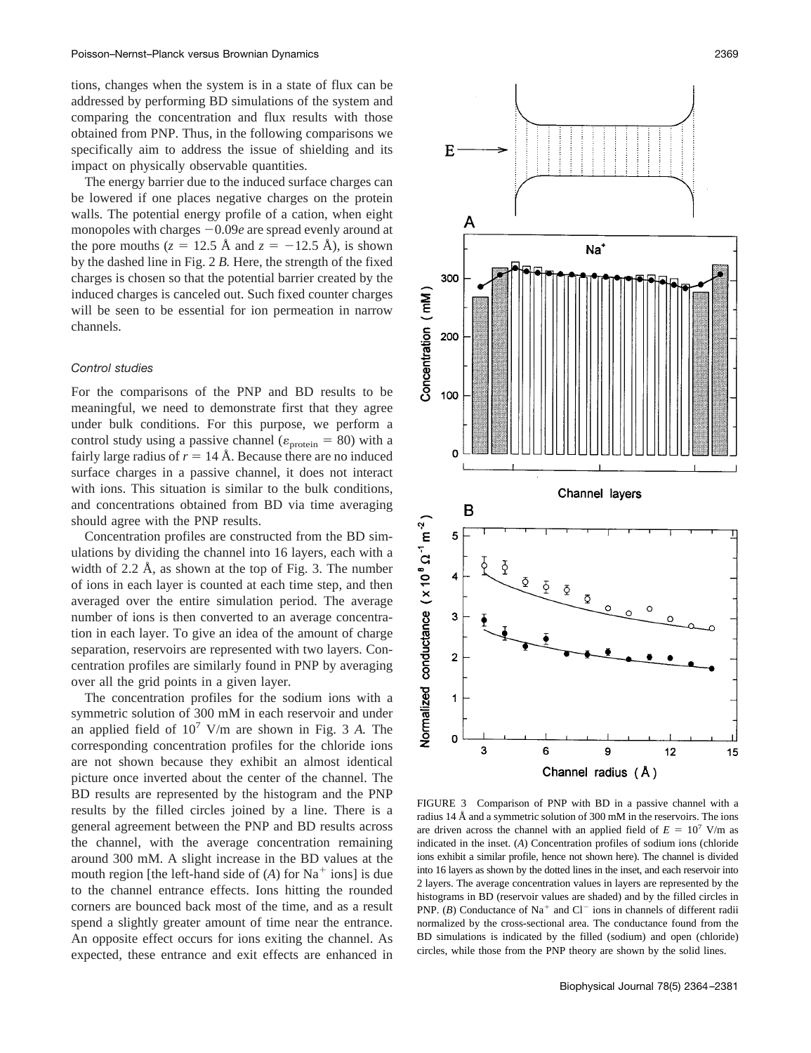tions, changes when the system is in a state of flux can be addressed by performing BD simulations of the system and comparing the concentration and flux results with those obtained from PNP. Thus, in the following comparisons we specifically aim to address the issue of shielding and its impact on physically observable quantities.

The energy barrier due to the induced surface charges can be lowered if one places negative charges on the protein walls. The potential energy profile of a cation, when eight monopoles with charges $-0.09e$ are spread evenly around at the pore mouths ($z = 12.5$ Å and $z = -12.5$ Å), is shown by the dashed line in Fig. 2 *B*. Here, the strength of the fixed charges is chosen so that the potential barrier created by the induced charges is canceled out. Such fixed counter charges will be seen to be essential for ion permeation in narrow channels.

### *Control studies*

For the comparisons of the PNP and BD results to be meaningful, we need to demonstrate first that they agree under bulk conditions. For this purpose, we perform a control study using a passive channel ($\varepsilon_{\text{protein}} = 80$) with a fairly large radius of $r = 14$ Å. Because there are no induced surface charges in a passive channel, it does not interact with ions. This situation is similar to the bulk conditions, and concentrations obtained from BD via time averaging should agree with the PNP results.

Concentration profiles are constructed from the BD simulations by dividing the channel into 16 layers, each with a width of 2.2 Å, as shown at the top of Fig. 3. The number of ions in each layer is counted at each time step, and then averaged over the entire simulation period. The average number of ions is then converted to an average concentration in each layer. To give an idea of the amount of charge separation, reservoirs are represented with two layers. Concentration profiles are similarly found in PNP by averaging over all the grid points in a given layer.

The concentration profiles for the sodium ions with a symmetric solution of 300 mM in each reservoir and under an applied field of $10^7$ V/m are shown in Fig. 3 *A*. The corresponding concentration profiles for the chloride ions are not shown because they exhibit an almost identical picture once inverted about the center of the channel. The BD results are represented by the histogram and the PNP results by the filled circles joined by a line. There is a general agreement between the PNP and BD results across the channel, with the average concentration remaining around 300 mM. A slight increase in the BD values at the mouth region [the left-hand side of (*A*) for $Na^+$ ions] is due to the channel entrance effects. Ions hitting the rounded corners are bounced back most of the time, and as a result spend a slightly greater amount of time near the entrance. An opposite effect occurs for ions exiting the channel. As expected, these entrance and exit effects are enhanced in

FIGURE 3 Comparison of PNP with BD in a passive channel with a radius 14 Å and a symmetric solution of 300 mM in the reservoirs. The ions are driven across the channel with an applied field of $E = 10^7$ V/m as indicated in the inset. (*A*) Concentration profiles of sodium ions (chloride ions exhibit a similar profile, hence not shown here). The channel is divided into 16 layers as shown by the dotted lines in the inset, and each reservoir into 2 layers. The average concentration values in layers are represented by the histograms in BD (reservoir values are shaded) and by the filled circles in PNP. (*B*) Conductance of $Na^+$ and $Cl^-$ ions in channels of different radii normalized by the cross-sectional area. The conductance found from the BD simulations is indicated by the filled (sodium) and open (chloride) circles, while those from the PNP theory are shown by the solid lines.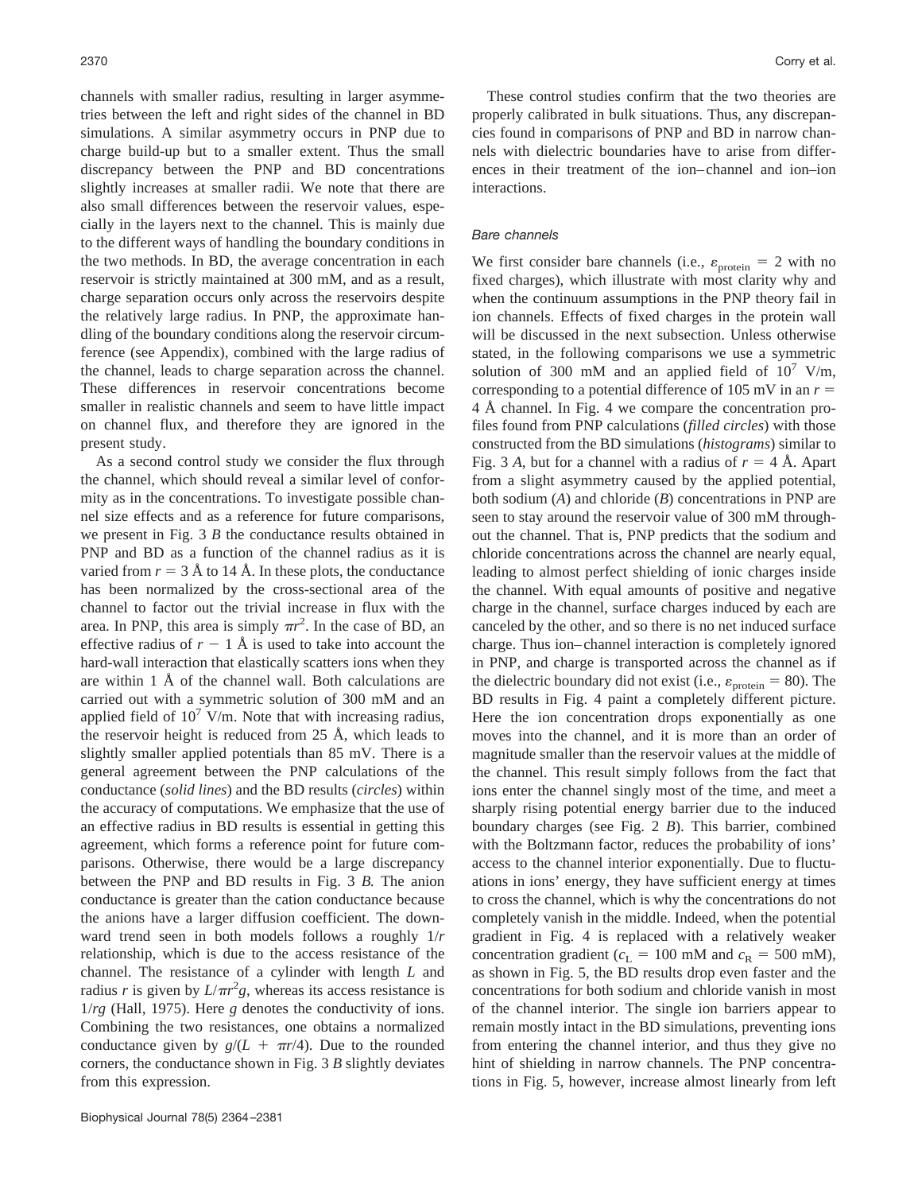channels with smaller radius, resulting in larger asymmetries between the left and right sides of the channel in BD simulations. A similar asymmetry occurs in PNP due to charge build-up but to a smaller extent. Thus the small discrepancy between the PNP and BD concentrations slightly increases at smaller radii. We note that there are also small differences between the reservoir values, especially in the layers next to the channel. This is mainly due to the different ways of handling the boundary conditions in the two methods. In BD, the average concentration in each reservoir is strictly maintained at 300 mM, and as a result, charge separation occurs only across the reservoirs despite the relatively large radius. In PNP, the approximate handling of the boundary conditions along the reservoir circumference (see Appendix), combined with the large radius of the channel, leads to charge separation across the channel. These differences in reservoir concentrations become smaller in realistic channels and seem to have little impact on channel flux, and therefore they are ignored in the present study.

As a second control study we consider the flux through the channel, which should reveal a similar level of conformity as in the concentrations. To investigate possible channel size effects and as a reference for future comparisons, we present in Fig. 3 *B* the conductance results obtained in PNP and BD as a function of the channel radius as it is varied from $r = 3$ Å to 14 Å. In these plots, the conductance has been normalized by the cross-sectional area of the channel to factor out the trivial increase in flux with the area. In PNP, this area is simply $\pi r^2$. In the case of BD, an effective radius of $r - 1$ Å is used to take into account the hard-wall interaction that elastically scatters ions when they are within 1 Å of the channel wall. Both calculations are carried out with a symmetric solution of 300 mM and an applied field of $10^7$ V/m. Note that with increasing radius, the reservoir height is reduced from 25 Å, which leads to slightly smaller applied potentials than 85 mV. There is a general agreement between the PNP calculations of the conductance (*solid lines*) and the BD results (*circles*) within the accuracy of computations. We emphasize that the use of an effective radius in BD results is essential in getting this agreement, which forms a reference point for future comparisons. Otherwise, there would be a large discrepancy between the PNP and BD results in Fig. 3 *B*. The anion conductance is greater than the cation conductance because the anions have a larger diffusion coefficient. The downward trend seen in both models follows a roughly $1/r$ relationship, which is due to the access resistance of the channel. The resistance of a cylinder with length $L$ and radius $r$ is given by $L/\pi r^2 g$, whereas its access resistance is $1/rg$ (Hall, 1975). Here $g$ denotes the conductivity of ions. Combining the two resistances, one obtains a normalized conductance given by $g/(L + \pi r/4)$. Due to the rounded corners, the conductance shown in Fig. 3 *B* slightly deviates from this expression.

These control studies confirm that the two theories are properly calibrated in bulk situations. Thus, any discrepancies found in comparisons of PNP and BD in narrow channels with dielectric boundaries have to arise from differences in their treatment of the ion–channel and ion–ion interactions.

### Bare channels

We first consider bare channels (i.e., $\varepsilon_{\text{protein}} = 2$ with no fixed charges), which illustrate with most clarity why and when the continuum assumptions in the PNP theory fail in ion channels. Effects of fixed charges in the protein wall will be discussed in the next subsection. Unless otherwise stated, in the following comparisons we use a symmetric solution of 300 mM and an applied field of $10^7$ V/m, corresponding to a potential difference of 105 mV in an $r = 4$ Å channel. In Fig. 4 we compare the concentration profiles found from PNP calculations (*filled circles*) with those constructed from the BD simulations (*histograms*) similar to Fig. 3 *A*, but for a channel with a radius of $r = 4$ Å. Apart from a slight asymmetry caused by the applied potential, both sodium (*A*) and chloride (*B*) concentrations in PNP are seen to stay around the reservoir value of 300 mM throughout the channel. That is, PNP predicts that the sodium and chloride concentrations across the channel are nearly equal, leading to almost perfect shielding of ionic charges inside the channel. With equal amounts of positive and negative charge in the channel, surface charges induced by each are canceled by the other, and so there is no net induced surface charge. Thus ion–channel interaction is completely ignored in PNP, and charge is transported across the channel as if the dielectric boundary did not exist (i.e., $\varepsilon_{\text{protein}} = 80$). The BD results in Fig. 4 paint a completely different picture. Here the ion concentration drops exponentially as one moves into the channel, and it is more than an order of magnitude smaller than the reservoir values at the middle of the channel. This result simply follows from the fact that ions enter the channel singly most of the time, and meet a sharply rising potential energy barrier due to the induced boundary charges (see Fig. 2 *B*). This barrier, combined with the Boltzmann factor, reduces the probability of ions' access to the channel interior exponentially. Due to fluctuations in ions' energy, they have sufficient energy at times to cross the channel, which is why the concentrations do not completely vanish in the middle. Indeed, when the potential gradient in Fig. 4 is replaced with a relatively weaker concentration gradient ($c_L = 100$ mM and $c_R = 500$ mM), as shown in Fig. 5, the BD results drop even faster and the concentrations for both sodium and chloride vanish in most of the channel interior. The single ion barriers appear to remain mostly intact in the BD simulations, preventing ions from entering the channel interior, and thus they give no hint of shielding in narrow channels. The PNP concentrations in Fig. 5, however, increase almost linearly from left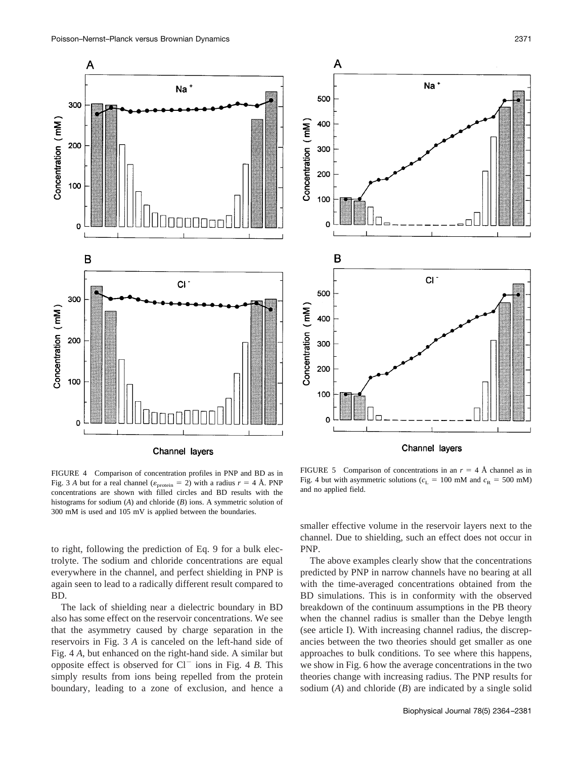FIGURE 4 Comparison of concentration profiles in PNP and BD as in Fig. 3 *A* but for a real channel ($\varepsilon_{\text{protein}} = 2$) with a radius $r = 4$ Å. PNP concentrations are shown with filled circles and BD results with the histograms for sodium (*A*) and chloride (*B*) ions. A symmetric solution of 300 mM is used and 105 mV is applied between the boundaries.

FIGURE 5 Comparison of concentrations in an $r = 4$ Å channel as in Fig. 4 but with asymmetric solutions ($c_L = 100$ mM and $c_R = 500$ mM) and no applied field.

to right, following the prediction of Eq. 9 for a bulk electrolyte. The sodium and chloride concentrations are equal everywhere in the channel, and perfect shielding in PNP is again seen to lead to a radically different result compared to BD.

The lack of shielding near a dielectric boundary in BD also has some effect on the reservoir concentrations. We see that the asymmetry caused by charge separation in the reservoirs in Fig. 3 *A* is canceled on the left-hand side of Fig. 4 *A*, but enhanced on the right-hand side. A similar but opposite effect is observed for $Cl^-$ ions in Fig. 4 *B*. This simply results from ions being repelled from the protein boundary, leading to a zone of exclusion, and hence a smaller effective volume in the reservoir layers next to the channel. Due to shielding, such an effect does not occur in PNP.

The above examples clearly show that the concentrations predicted by PNP in narrow channels have no bearing at all with the time-averaged concentrations obtained from the BD simulations. This is in conformity with the observed breakdown of the continuum assumptions in the PB theory when the channel radius is smaller than the Debye length (see article I). With increasing channel radius, the discrepancies between the two theories should get smaller as one approaches to bulk conditions. To see where this happens, we show in Fig. 6 how the average concentrations in the two theories change with increasing radius. The PNP results for sodium (*A*) and chloride (*B*) are indicated by a single solid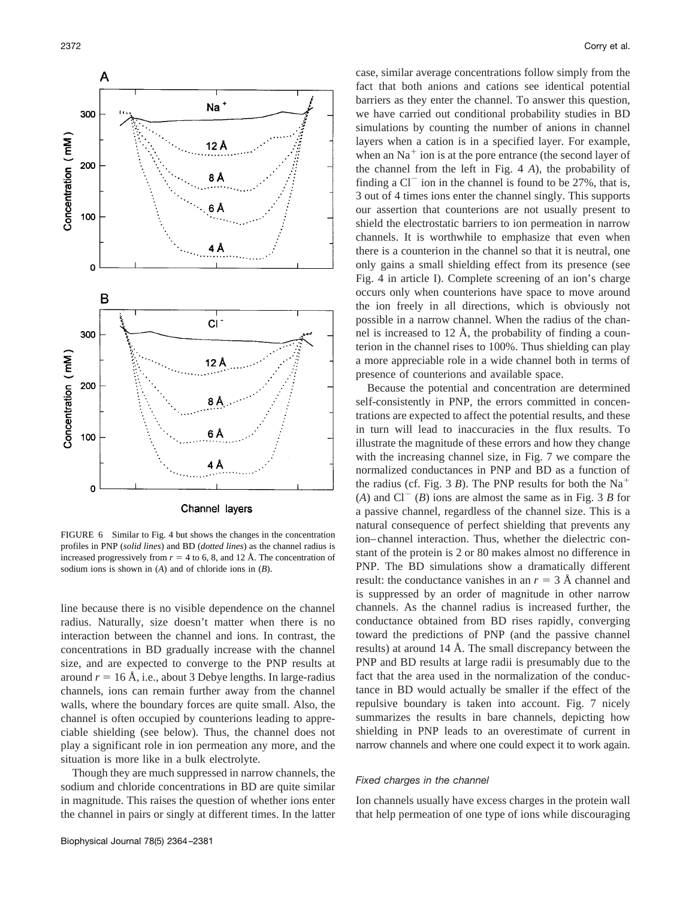FIGURE 6 Similar to Fig. 4 but shows the changes in the concentration profiles in PNP (*solid lines*) and BD (*dotted lines*) as the channel radius is increased progressively from $r = 4$ to 6, 8, and 12 Å. The concentration of sodium ions is shown in (*A*) and of chloride ions in (*B*).

line because there is no visible dependence on the channel radius. Naturally, size doesn't matter when there is no interaction between the channel and ions. In contrast, the concentrations in BD gradually increase with the channel size, and are expected to converge to the PNP results at around $r = 16$ Å, i.e., about 3 Debye lengths. In large-radius channels, ions can remain further away from the channel walls, where the boundary forces are quite small. Also, the channel is often occupied by counterions leading to appreciable shielding (see below). Thus, the channel does not play a significant role in ion permeation any more, and the situation is more like in a bulk electrolyte.

Though they are much suppressed in narrow channels, the sodium and chloride concentrations in BD are quite similar in magnitude. This raises the question of whether ions enter the channel in pairs or singly at different times. In the latter case, similar average concentrations follow simply from the fact that both anions and cations see identical potential barriers as they enter the channel. To answer this question, we have carried out conditional probability studies in BD simulations by counting the number of anions in channel layers when a cation is in a specified layer. For example, when an $Na^+$ ion is at the pore entrance (the second layer of the channel from the left in Fig. 4 *A*), the probability of finding a $Cl^-$ ion in the channel is found to be 27%, that is, 3 out of 4 times ions enter the channel singly. This supports our assertion that counterions are not usually present to shield the electrostatic barriers to ion permeation in narrow channels. It is worthwhile to emphasize that even when there is a counterion in the channel so that it is neutral, one only gains a small shielding effect from its presence (see Fig. 4 in article I). Complete screening of an ion's charge occurs only when counterions have space to move around the ion freely in all directions, which is obviously not possible in a narrow channel. When the radius of the channel is increased to 12 Å, the probability of finding a counterion in the channel rises to 100%. Thus shielding can play a more appreciable role in a wide channel both in terms of presence of counterions and available space.

Because the potential and concentration are determined self-consistently in PNP, the errors committed in concentrations are expected to affect the potential results, and these in turn will lead to inaccuracies in the flux results. To illustrate the magnitude of these errors and how they change with the increasing channel size, in Fig. 7 we compare the normalized conductances in PNP and BD as a function of the radius (cf. Fig. 3 *B*). The PNP results for both the $Na^+$ (*A*) and $Cl^-$ (*B*) ions are almost the same as in Fig. 3 *B* for a passive channel, regardless of the channel size. This is a natural consequence of perfect shielding that prevents any ion–channel interaction. Thus, whether the dielectric constant of the protein is 2 or 80 makes almost no difference in PNP. The BD simulations show a dramatically different result: the conductance vanishes in an $r = 3$ Å channel and is suppressed by an order of magnitude in other narrow channels. As the channel radius is increased further, the conductance obtained from BD rises rapidly, converging toward the predictions of PNP (and the passive channel results) at around 14 Å. The small discrepancy between the PNP and BD results at large radii is presumably due to the fact that the area used in the normalization of the conductance in BD would actually be smaller if the effect of the repulsive boundary is taken into account. Fig. 7 nicely summarizes the results in bare channels, depicting how shielding in PNP leads to an overestimate of current in narrow channels and where one could expect it to work again.

#### *Fixed charges in the channel*

Ion channels usually have excess charges in the protein wall that help permeation of one type of ions while discouraging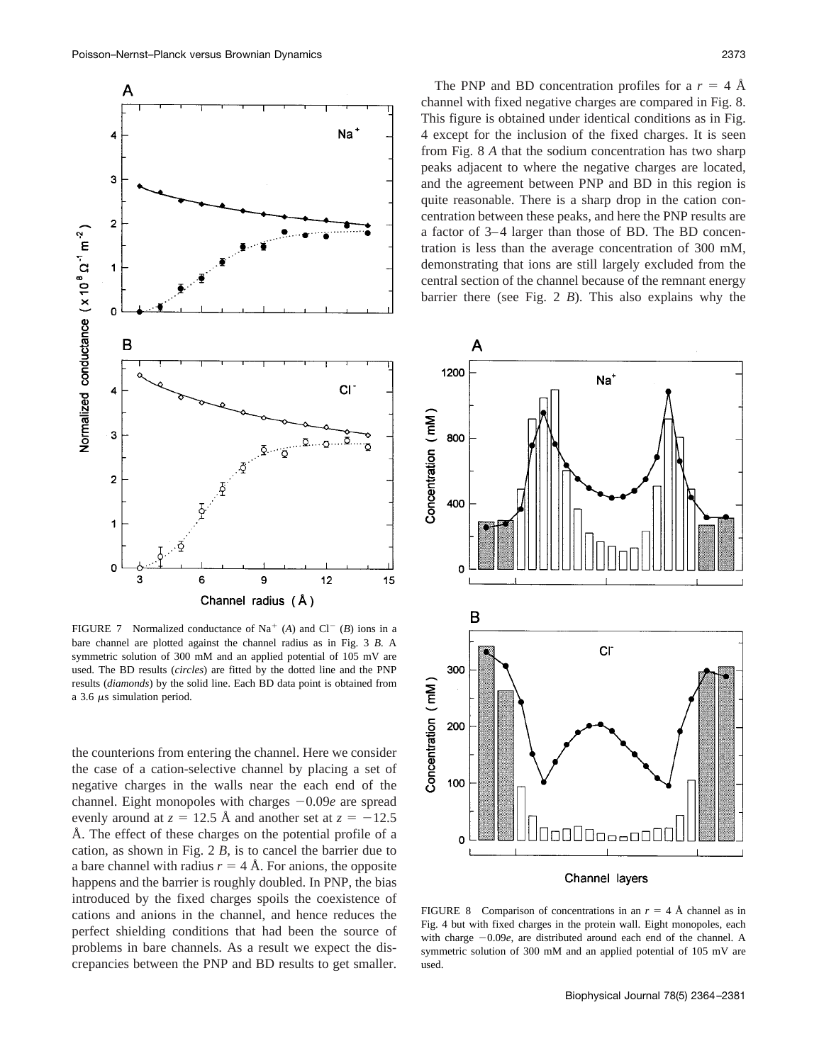FIGURE 7 Normalized conductance of $Na^+$ (*A*) and $Cl^-$ (*B*) ions in a bare channel are plotted against the channel radius as in Fig. 3 *B*. A symmetric solution of 300 mM and an applied potential of 105 mV are used. The BD results (*circles*) are fitted by the dotted line and the PNP results (*diamonds*) by the solid line. Each BD data point is obtained from a 3.6 $\mu$s simulation period.

the counterions from entering the channel. Here we consider the case of a cation-selective channel by placing a set of negative charges in the walls near the each end of the channel. Eight monopoles with charges $-0.09e$ are spread evenly around at $z = 12.5$ Å and another set at $z = -12.5$ Å. The effect of these charges on the potential profile of a cation, as shown in Fig. 2 *B*, is to cancel the barrier due to a bare channel with radius $r = 4$ Å. For anions, the opposite happens and the barrier is roughly doubled. In PNP, the bias introduced by the fixed charges spoils the coexistence of cations and anions in the channel, and hence reduces the perfect shielding conditions that had been the source of problems in bare channels. As a result we expect the discrepancies between the PNP and BD results to get smaller.

The PNP and BD concentration profiles for a $r = 4$ Å channel with fixed negative charges are compared in Fig. 8. This figure is obtained under identical conditions as in Fig. 4 except for the inclusion of the fixed charges. It is seen from Fig. 8 *A* that the sodium concentration has two sharp peaks adjacent to where the negative charges are located, and the agreement between PNP and BD in this region is quite reasonable. There is a sharp drop in the cation concentration between these peaks, and here the PNP results are a factor of 3–4 larger than those of BD. The BD concentration is less than the average concentration of 300 mM, demonstrating that ions are still largely excluded from the central section of the channel because of the remnant energy barrier there (see Fig. 2 *B*). This also explains why the

FIGURE 8 Comparison of concentrations in an $r = 4$ Å channel as in Fig. 4 but with fixed charges in the protein wall. Eight monopoles, each with charge $-0.09e$, are distributed around each end of the channel. A symmetric solution of 300 mM and an applied potential of 105 mV are used.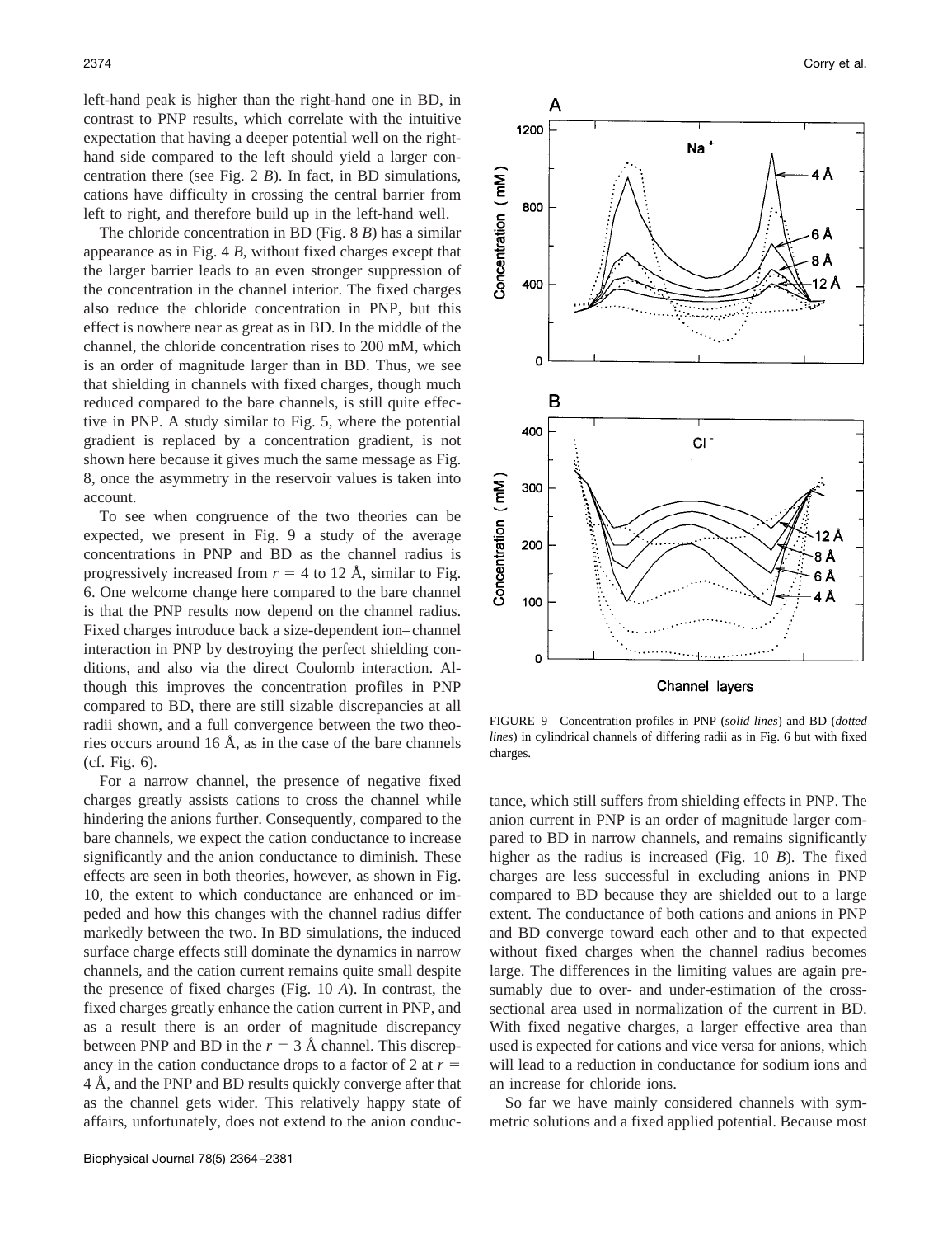left-hand peak is higher than the right-hand one in BD, in contrast to PNP results, which correlate with the intuitive expectation that having a deeper potential well on the right-hand side compared to the left should yield a larger concentration there (see Fig. 2 *B*). In fact, in BD simulations, cations have difficulty in crossing the central barrier from left to right, and therefore build up in the left-hand well.

The chloride concentration in BD (Fig. 8 *B*) has a similar appearance as in Fig. 4 *B*, without fixed charges except that the larger barrier leads to an even stronger suppression of the concentration in the channel interior. The fixed charges also reduce the chloride concentration in PNP, but this effect is nowhere near as great as in BD. In the middle of the channel, the chloride concentration rises to 200 mM, which is an order of magnitude larger than in BD. Thus, we see that shielding in channels with fixed charges, though much reduced compared to the bare channels, is still quite effective in PNP. A study similar to Fig. 5, where the potential gradient is replaced by a concentration gradient, is not shown here because it gives much the same message as Fig. 8, once the asymmetry in the reservoir values is taken into account.

To see when congruence of the two theories can be expected, we present in Fig. 9 a study of the average concentrations in PNP and BD as the channel radius is progressively increased from $r = 4$ to 12 Å, similar to Fig. 6. One welcome change here compared to the bare channel is that the PNP results now depend on the channel radius. Fixed charges introduce back a size-dependent ion–channel interaction in PNP by destroying the perfect shielding conditions, and also via the direct Coulomb interaction. Although this improves the concentration profiles in PNP compared to BD, there are still sizable discrepancies at all radii shown, and a full convergence between the two theories occurs around 16 Å, as in the case of the bare channels (cf. Fig. 6).

For a narrow channel, the presence of negative fixed charges greatly assists cations to cross the channel while hindering the anions further. Consequently, compared to the bare channels, we expect the cation conductance to increase significantly and the anion conductance to diminish. These effects are seen in both theories, however, as shown in Fig. 10, the extent to which conductance are enhanced or impeded and how this changes with the channel radius differ markedly between the two. In BD simulations, the induced surface charge effects still dominate the dynamics in narrow channels, and the cation current remains quite small despite the presence of fixed charges (Fig. 10 *A*). In contrast, the fixed charges greatly enhance the cation current in PNP, and as a result there is an order of magnitude discrepancy between PNP and BD in the $r = 3$ Å channel. This discrepancy in the cation conductance drops to a factor of 2 at $r = 4$ Å, and the PNP and BD results quickly converge after that as the channel gets wider. This relatively happy state of affairs, unfortunately, does not extend to the anion conductance, which still suffers from shielding effects in PNP. The anion current in PNP is an order of magnitude larger compared to BD in narrow channels, and remains significantly higher as the radius is increased (Fig. 10 *B*). The fixed charges are less successful in excluding anions in PNP compared to BD because they are shielded out to a large extent. The conductance of both cations and anions in PNP and BD converge toward each other and to that expected without fixed charges when the channel radius becomes large. The differences in the limiting values are again presumably due to over- and under-estimation of the cross-sectional area used in normalization of the current in BD. With fixed negative charges, a larger effective area than used is expected for cations and vice versa for anions, which will lead to a reduction in conductance for sodium ions and an increase for chloride ions.

FIGURE 9 Concentration profiles in PNP (*solid lines*) and BD (*dotted lines*) in cylindrical channels of differing radii as in Fig. 6 but with fixed charges.

So far we have mainly considered channels with symmetric solutions and a fixed applied potential. Because most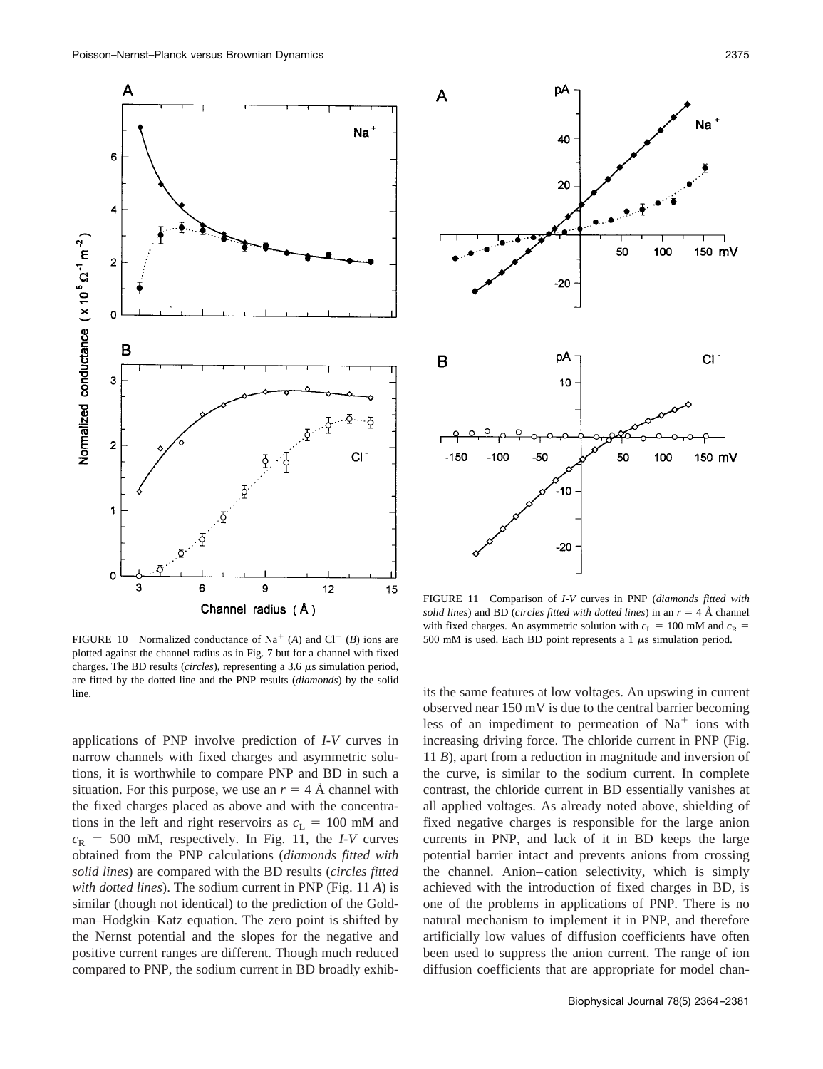FIGURE 10 Normalized conductance of $Na^+$ (*A*) and $Cl^-$ (*B*) ions are plotted against the channel radius as in Fig. 7 but for a channel with fixed charges. The BD results (*circles*), representing a 3.6 $\mu$s simulation period, are fitted by the dotted line and the PNP results (*diamonds*) by the solid line.

FIGURE 11 Comparison of *I-V* curves in PNP (*diamonds fitted with solid lines*) and BD (*circles fitted with dotted lines*) in an $r = 4$ Å channel with fixed charges. An asymmetric solution with $c_L = 100$ mM and $c_R = 500$ mM is used. Each BD point represents a 1 $\mu$s simulation period.

applications of PNP involve prediction of *I-V* curves in narrow channels with fixed charges and asymmetric solutions, it is worthwhile to compare PNP and BD in such a situation. For this purpose, we use an $r = 4$ Å channel with the fixed charges placed as above and with the concentrations in the left and right reservoirs as $c_L = 100$ mM and $c_R = 500$ mM, respectively. In Fig. 11, the *I-V* curves obtained from the PNP calculations (*diamonds fitted with solid lines*) are compared with the BD results (*circles fitted with dotted lines*). The sodium current in PNP (Fig. 11 *A*) is similar (though not identical) to the prediction of the Goldman–Hodgkin–Katz equation. The zero point is shifted by the Nernst potential and the slopes for the negative and positive current ranges are different. Though much reduced compared to PNP, the sodium current in BD broadly exhibits the same features at low voltages. An upswing in current observed near 150 mV is due to the central barrier becoming less of an impediment to permeation of $Na^+$ ions with increasing driving force. The chloride current in PNP (Fig. 11 *B*), apart from a reduction in magnitude and inversion of the curve, is similar to the sodium current. In complete contrast, the chloride current in BD essentially vanishes at all applied voltages. As already noted above, shielding of fixed negative charges is responsible for the large anion currents in PNP, and lack of it in BD keeps the large potential barrier intact and prevents anions from crossing the channel. Anion–cation selectivity, which is simply achieved with the introduction of fixed charges in BD, is one of the problems in applications of PNP. There is no natural mechanism to implement it in PNP, and therefore artificially low values of diffusion coefficients have often been used to suppress the anion current. The range of ion diffusion coefficients that are appropriate for model chan-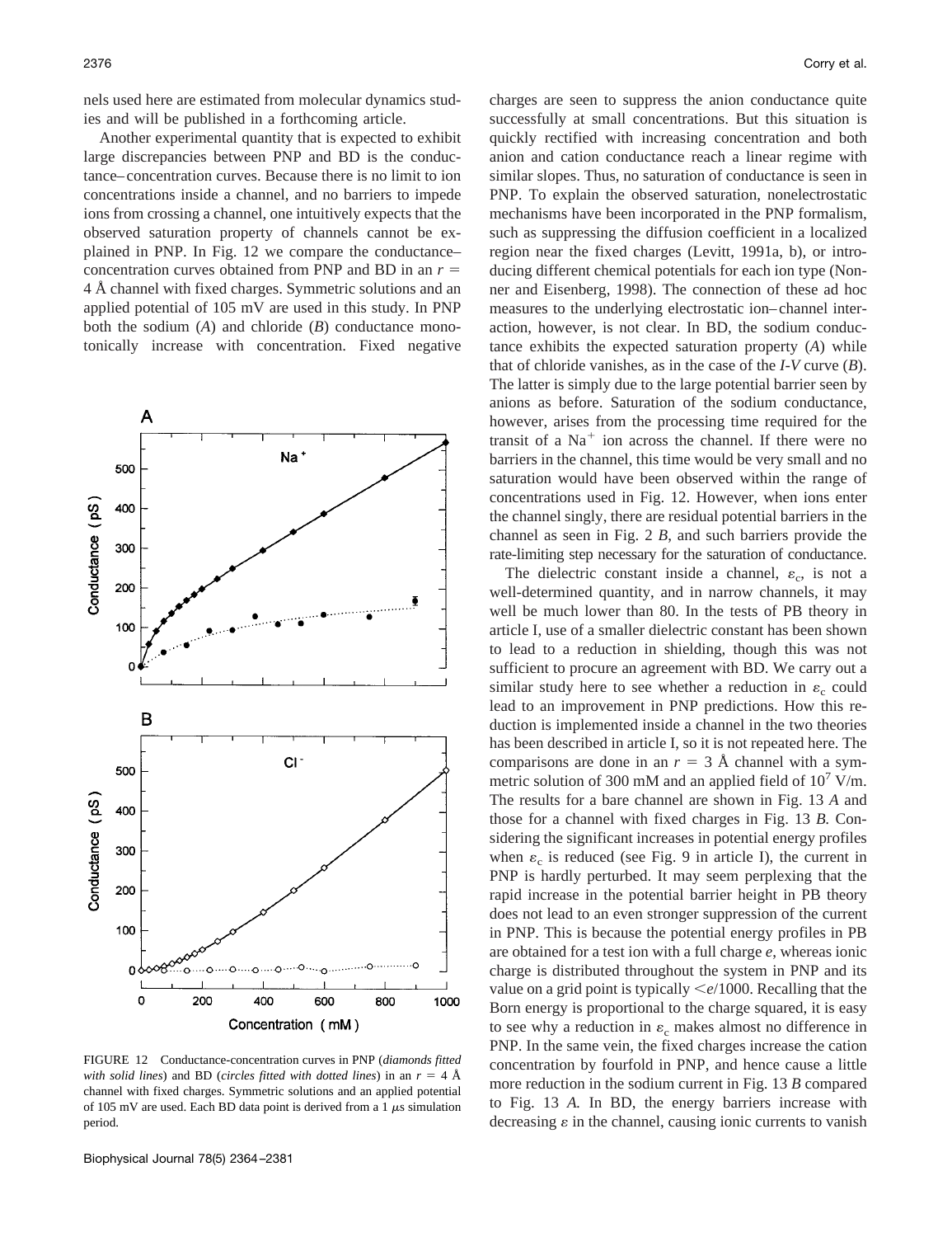nels used here are estimated from molecular dynamics studies and will be published in a forthcoming article.

Another experimental quantity that is expected to exhibit large discrepancies between PNP and BD is the conductance–concentration curves. Because there is no limit to ion concentrations inside a channel, and no barriers to impede ions from crossing a channel, one intuitively expects that the observed saturation property of channels cannot be explained in PNP. In Fig. 12 we compare the conductance–concentration curves obtained from PNP and BD in an $r = 4$ Å channel with fixed charges. Symmetric solutions and an applied potential of 105 mV are used in this study. In PNP both the sodium (*A*) and chloride (*B*) conductance monotonically increase with concentration. Fixed negative charges are seen to suppress the anion conductance quite successfully at small concentrations. But this situation is quickly rectified with increasing concentration and both anion and cation conductance reach a linear regime with similar slopes. Thus, no saturation of conductance is seen in PNP. To explain the observed saturation, nonelectrostatic mechanisms have been incorporated in the PNP formalism, such as suppressing the diffusion coefficient in a localized region near the fixed charges (Levitt, 1991a, b), or introducing different chemical potentials for each ion type (Nonner and Eisenberg, 1998). The connection of these ad hoc measures to the underlying electrostatic ion–channel interaction, however, is not clear. In BD, the sodium conductance exhibits the expected saturation property (*A*) while that of chloride vanishes, as in the case of the *I-V* curve (*B*). The latter is simply due to the large potential barrier seen by anions as before. Saturation of the sodium conductance, however, arises from the processing time required for the transit of a $Na^+$ ion across the channel. If there were no barriers in the channel, this time would be very small and no saturation would have been observed within the range of concentrations used in Fig. 12. However, when ions enter the channel singly, there are residual potential barriers in the channel as seen in Fig. 2 *B*, and such barriers provide the rate-limiting step necessary for the saturation of conductance.

FIGURE 12 Conductance-concentration curves in PNP (*diamonds fitted with solid lines*) and BD (*circles fitted with dotted lines*) in an $r = 4$ Å channel with fixed charges. Symmetric solutions and an applied potential of 105 mV are used. Each BD data point is derived from a 1 $\mu$s simulation period.

The dielectric constant inside a channel, $\varepsilon_c$, is not a well-determined quantity, and in narrow channels, it may well be much lower than 80. In the tests of PB theory in article I, use of a smaller dielectric constant has been shown to lead to a reduction in shielding, though this was not sufficient to procure an agreement with BD. We carry out a similar study here to see whether a reduction in $\varepsilon_c$ could lead to an improvement in PNP predictions. How this reduction is implemented inside a channel in the two theories has been described in article I, so it is not repeated here. The comparisons are done in an $r = 3$ Å channel with a symmetric solution of 300 mM and an applied field of $10^7$ V/m. The results for a bare channel are shown in Fig. 13 *A* and those for a channel with fixed charges in Fig. 13 *B*. Considering the significant increases in potential energy profiles when $\varepsilon_c$ is reduced (see Fig. 9 in article I), the current in PNP is hardly perturbed. It may seem perplexing that the rapid increase in the potential barrier height in PB theory does not lead to an even stronger suppression of the current in PNP. This is because the potential energy profiles in PB are obtained for a test ion with a full charge *e*, whereas ionic charge is distributed throughout the system in PNP and its value on a grid point is typically $<e/1000$. Recalling that the Born energy is proportional to the charge squared, it is easy to see why a reduction in $\varepsilon_c$ makes almost no difference in PNP. In the same vein, the fixed charges increase the cation concentration by fourfold in PNP, and hence cause a little more reduction in the sodium current in Fig. 13 *B* compared to Fig. 13 *A*. In BD, the energy barriers increase with decreasing $\varepsilon$ in the channel, causing ionic currents to vanish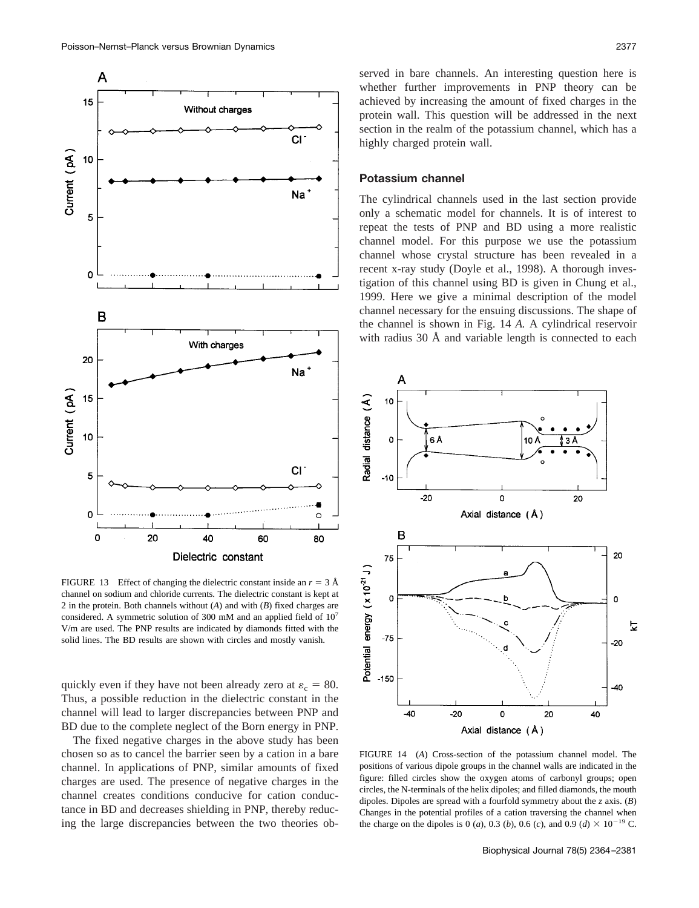FIGURE 13 Effect of changing the dielectric constant inside an $r = 3$ Å channel on sodium and chloride currents. The dielectric constant is kept at 2 in the protein. Both channels without (*A*) and with (*B*) fixed charges are considered. A symmetric solution of 300 mM and an applied field of $10^7$ V/m are used. The PNP results are indicated by diamonds fitted with the solid lines. The BD results are shown with circles and mostly vanish.

quickly even if they have not been already zero at $\varepsilon_c = 80$. Thus, a possible reduction in the dielectric constant in the channel will lead to larger discrepancies between PNP and BD due to the complete neglect of the Born energy in PNP.

The fixed negative charges in the above study has been chosen so as to cancel the barrier seen by a cation in a bare channel. In applications of PNP, similar amounts of fixed charges are used. The presence of negative charges in the channel creates conditions conducive for cation conductance in BD and decreases shielding in PNP, thereby reducing the large discrepancies between the two theories observed in bare channels. An interesting question here is whether further improvements in PNP theory can be achieved by increasing the amount of fixed charges in the protein wall. This question will be addressed in the next section in the realm of the potassium channel, which has a highly charged protein wall.

### Potassium channel

The cylindrical channels used in the last section provide only a schematic model for channels. It is of interest to repeat the tests of PNP and BD using a more realistic channel model. For this purpose we use the potassium channel whose crystal structure has been revealed in a recent x-ray study (Doyle et al., 1998). A thorough investigation of this channel using BD is given in Chung et al., 1999. Here we give a minimal description of the model channel necessary for the ensuing discussions. The shape of the channel is shown in Fig. 14 *A*. A cylindrical reservoir with radius 30 Å and variable length is connected to each

FIGURE 14 (*A*) Cross-section of the potassium channel model. The positions of various dipole groups in the channel walls are indicated in the figure: filled circles show the oxygen atoms of carbonyl groups; open circles, the N-terminals of the helix dipoles; and filled diamonds, the mouth dipoles. Dipoles are spread with a fourfold symmetry about the *z* axis. (*B*) Changes in the potential profiles of a cation traversing the channel when the charge on the dipoles is 0 (*a*), 0.3 (*b*), 0.6 (*c*), and 0.9 (*d*) $\times 10^{-19}$ C.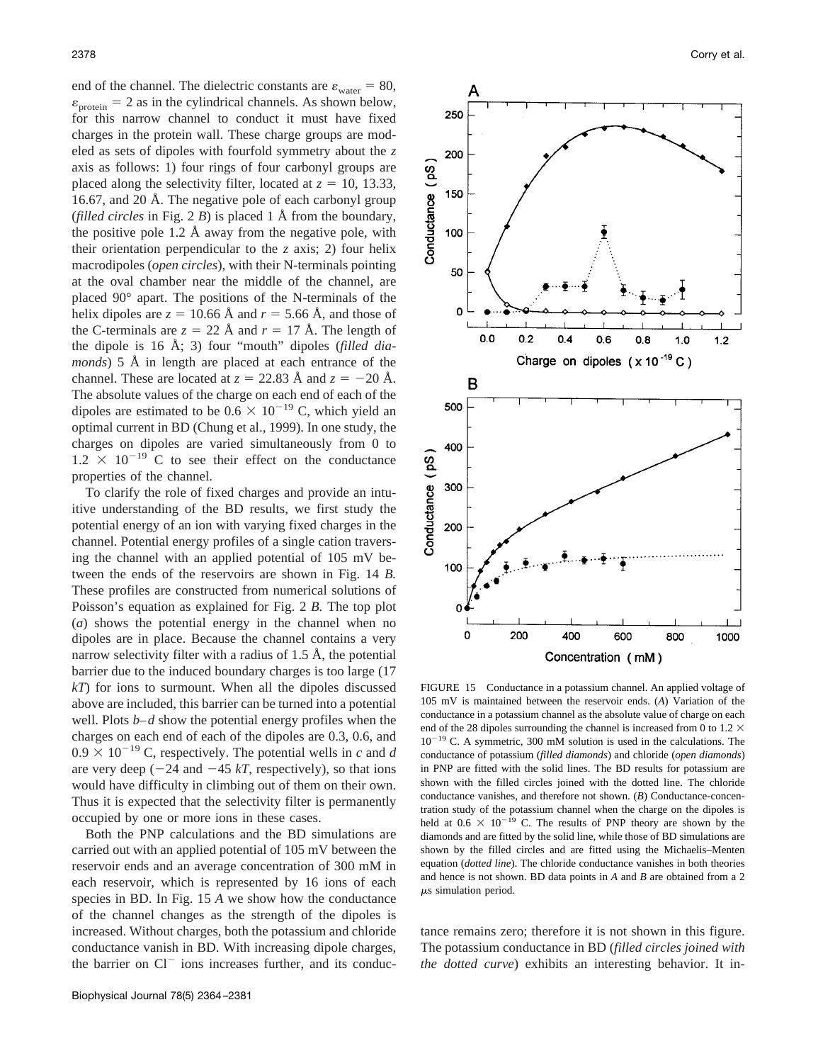end of the channel. The dielectric constants are $\varepsilon_{water} = 80$, $\varepsilon_{protein} = 2$ as in the cylindrical channels. As shown below, for this narrow channel to conduct it must have fixed charges in the protein wall. These charge groups are modeled as sets of dipoles with fourfold symmetry about the $z$ axis as follows: 1) four rings of four carbonyl groups are placed along the selectivity filter, located at $z = 10$, 13.33, 16.67, and 20 Å. The negative pole of each carbonyl group (*filled circles* in Fig. 2 *B*) is placed 1 Å from the boundary, the positive pole 1.2 Å away from the negative pole, with their orientation perpendicular to the $z$ axis; 2) four helix macrodipoles (*open circles*), with their N-terminals pointing at the oval chamber near the middle of the channel, are placed 90° apart. The positions of the N-terminals of the helix dipoles are $z = 10.66$ Å and $r = 5.66$ Å, and those of the C-terminals are $z = 22$ Å and $r = 17$ Å. The length of the dipole is 16 Å; 3) four "mouth" dipoles (*filled diamonds*) 5 Å in length are placed at each entrance of the channel. These are located at $z = 22.83$ Å and $z = -20$ Å. The absolute values of the charge on each end of each of the dipoles are estimated to be $0.6 \times 10^{-19}$ C, which yield an optimal current in BD (Chung et al., 1999). In one study, the charges on dipoles are varied simultaneously from 0 to $1.2 \times 10^{-19}$ C to see their effect on the conductance properties of the channel.

To clarify the role of fixed charges and provide an intuitive understanding of the BD results, we first study the potential energy of an ion with varying fixed charges in the channel. Potential energy profiles of a single cation traversing the channel with an applied potential of 105 mV between the ends of the reservoirs are shown in Fig. 14 *B*. These profiles are constructed from numerical solutions of Poisson's equation as explained for Fig. 2 *B*. The top plot (*a*) shows the potential energy in the channel when no dipoles are in place. Because the channel contains a very narrow selectivity filter with a radius of 1.5 Å, the potential barrier due to the induced boundary charges is too large (17 $kT$) for ions to surmount. When all the dipoles discussed above are included, this barrier can be turned into a potential well. Plots *b*–*d* show the potential energy profiles when the charges on each end of each of the dipoles are 0.3, 0.6, and $0.9 \times 10^{-19}$ C, respectively. The potential wells in *c* and *d* are very deep ($-24$ and $-45$ $kT$, respectively), so that ions would have difficulty in climbing out of them on their own. Thus it is expected that the selectivity filter is permanently occupied by one or more ions in these cases.

Both the PNP calculations and the BD simulations are carried out with an applied potential of 105 mV between the reservoir ends and an average concentration of 300 mM in each reservoir, which is represented by 16 ions of each species in BD. In Fig. 15 *A* we show how the conductance of the channel changes as the strength of the dipoles is increased. Without charges, both the potassium and chloride conductance vanish in BD. With increasing dipole charges, the barrier on $Cl^-$ ions increases further, and its conductance remains zero; therefore it is not shown in this figure. The potassium conductance in BD (*filled circles joined with the dotted curve*) exhibits an interesting behavior. It in-

FIGURE 15 Conductance in a potassium channel. An applied voltage of 105 mV is maintained between the reservoir ends. (*A*) Variation of the conductance in a potassium channel as the absolute value of charge on each end of the 28 dipoles surrounding the channel is increased from 0 to $1.2 \times 10^{-19}$ C. A symmetric, 300 mM solution is used in the calculations. The conductance of potassium (*filled diamonds*) and chloride (*open diamonds*) in PNP are fitted with the solid lines. The BD results for potassium are shown with the filled circles joined with the dotted line. The chloride conductance vanishes, and therefore not shown. (*B*) Conductance-concentration study of the potassium channel when the charge on the dipoles is held at $0.6 \times 10^{-19}$ C. The results of PNP theory are shown by the diamonds and are fitted by the solid line, while those of BD simulations are shown by the filled circles and are fitted using the Michaelis–Menten equation (*dotted line*). The chloride conductance vanishes in both theories and hence is not shown. BD data points in *A* and *B* are obtained from a 2 $\mu$s simulation period.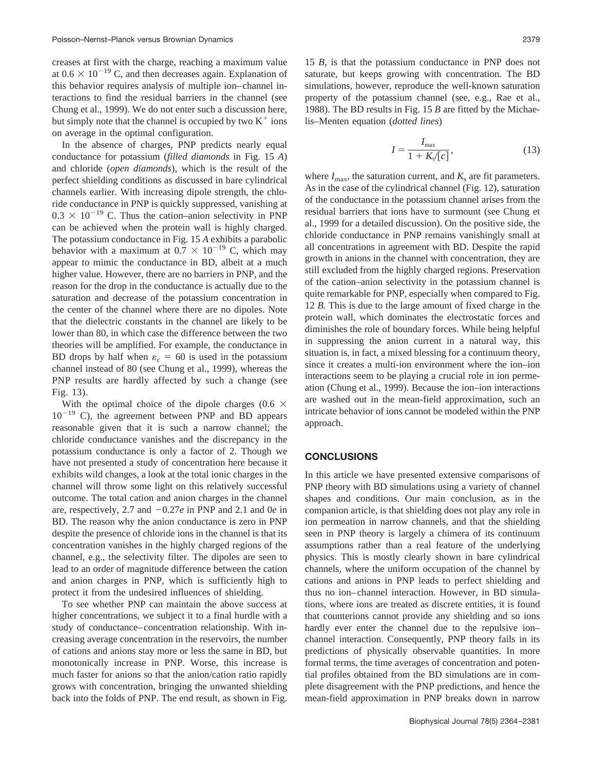creases at first with the charge, reaching a maximum value at $0.6 \times 10^{-19}$ C, and then decreases again. Explanation of this behavior requires analysis of multiple ion–channel interactions to find the residual barriers in the channel (see Chung et al., 1999). We do not enter such a discussion here, but simply note that the channel is occupied by two $K^+$ ions on average in the optimal configuration.

In the absence of charges, PNP predicts nearly equal conductance for potassium (*filled diamonds* in Fig. 15 *A*) and chloride (*open diamonds*), which is the result of the perfect shielding conditions as discussed in bare cylindrical channels earlier. With increasing dipole strength, the chloride conductance in PNP is quickly suppressed, vanishing at $0.3 \times 10^{-19}$ C. Thus the cation–anion selectivity in PNP can be achieved when the protein wall is highly charged. The potassium conductance in Fig. 15 *A* exhibits a parabolic behavior with a maximum at $0.7 \times 10^{-19}$ C, which may appear to mimic the conductance in BD, albeit at a much higher value. However, there are no barriers in PNP, and the reason for the drop in the conductance is actually due to the saturation and decrease of the potassium concentration in the center of the channel where there are no dipoles. Note that the dielectric constants in the channel are likely to be lower than 80, in which case the difference between the two theories will be amplified. For example, the conductance in BD drops by half when $\varepsilon_c = 60$ is used in the potassium channel instead of 80 (see Chung et al., 1999), whereas the PNP results are hardly affected by such a change (see Fig. 13).

With the optimal choice of the dipole charges ($0.6 \times 10^{-19}$ C), the agreement between PNP and BD appears reasonable given that it is such a narrow channel; the chloride conductance vanishes and the discrepancy in the potassium conductance is only a factor of 2. Though we have not presented a study of concentration here because it exhibits wild changes, a look at the total ionic charges in the channel will throw some light on this relatively successful outcome. The total cation and anion charges in the channel are, respectively, 2.7 and $-0.27e$ in PNP and 2.1 and $0e$ in BD. The reason why the anion conductance is zero in PNP despite the presence of chloride ions in the channel is that its concentration vanishes in the highly charged regions of the channel, e.g., the selectivity filter. The dipoles are seen to lead to an order of magnitude difference between the cation and anion charges in PNP, which is sufficiently high to protect it from the undesired influences of shielding.

To see whether PNP can maintain the above success at higher concentrations, we subject it to a final hurdle with a study of conductance–concentration relationship. With increasing average concentration in the reservoirs, the number of cations and anions stay more or less the same in BD, but monotonically increase in PNP. Worse, this increase is much faster for anions so that the anion/cation ratio rapidly grows with concentration, bringing the unwanted shielding back into the folds of PNP. The end result, as shown in Fig. 15 *B*, is that the potassium conductance in PNP does not saturate, but keeps growing with concentration. The BD simulations, however, reproduce the well-known saturation property of the potassium channel (see, e.g., Rae et al., 1988). The BD results in Fig. 15 *B* are fitted by the Michaelis–Menten equation (*dotted lines*)

$$I = \frac{I_{\max}}{1 + K_s/[c]}, \tag{13}$$

where $I_{\max}$, the saturation current, and $K_s$ are fit parameters. As in the case of the cylindrical channel (Fig. 12), saturation of the conductance in the potassium channel arises from the residual barriers that ions have to surmount (see Chung et al., 1999 for a detailed discussion). On the positive side, the chloride conductance in PNP remains vanishingly small at all concentrations in agreement with BD. Despite the rapid growth in anions in the channel with concentration, they are still excluded from the highly charged regions. Preservation of the cation–anion selectivity in the potassium channel is quite remarkable for PNP, especially when compared to Fig. 12 *B.* This is due to the large amount of fixed charge in the protein wall, which dominates the electrostatic forces and diminishes the role of boundary forces. While being helpful in suppressing the anion current in a natural way, this situation is, in fact, a mixed blessing for a continuum theory, since it creates a multi-ion environment where the ion–ion interactions seem to be playing a crucial role in ion permeation (Chung et al., 1999). Because the ion–ion interactions are washed out in the mean-field approximation, such an intricate behavior of ions cannot be modeled within the PNP approach.

## CONCLUSIONS

In this article we have presented extensive comparisons of PNP theory with BD simulations using a variety of channel shapes and conditions. Our main conclusion, as in the companion article, is that shielding does not play any role in ion permeation in narrow channels, and that the shielding seen in PNP theory is largely a chimera of its continuum assumptions rather than a real feature of the underlying physics. This is mostly clearly shown in bare cylindrical channels, where the uniform occupation of the channel by cations and anions in PNP leads to perfect shielding and thus no ion–channel interaction. However, in BD simulations, where ions are treated as discrete entities, it is found that counterions cannot provide any shielding and so ions hardly ever enter the channel due to the repulsive ion–channel interaction. Consequently, PNP theory fails in its predictions of physically observable quantities. In more formal terms, the time averages of concentration and potential profiles obtained from the BD simulations are in complete disagreement with the PNP predictions, and hence the mean-field approximation in PNP breaks down in narrow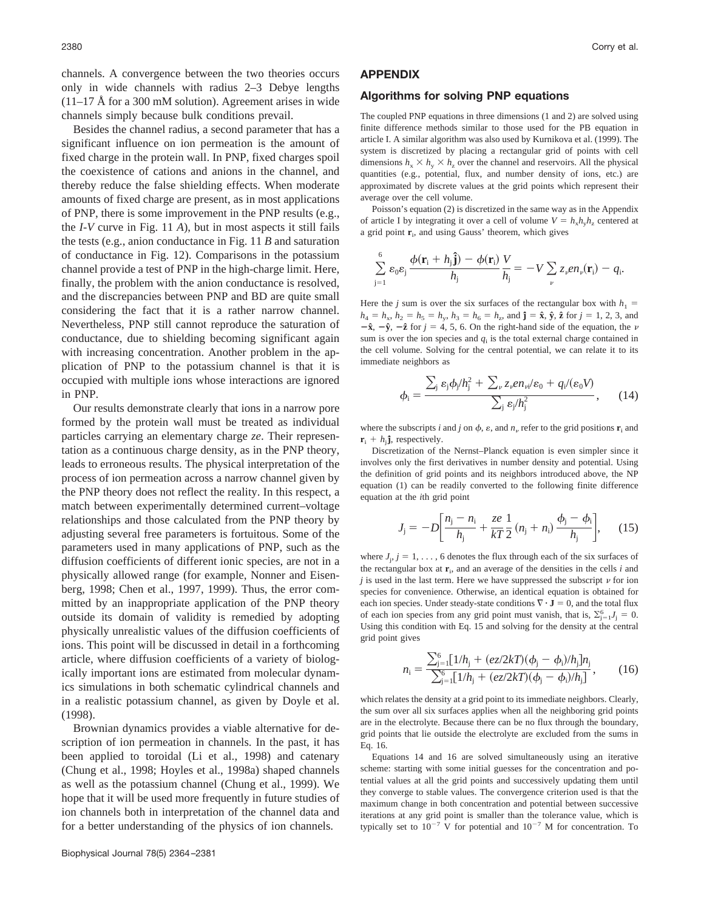channels. A convergence between the two theories occurs only in wide channels with radius 2–3 Debye lengths (11–17 Å for a 300 mM solution). Agreement arises in wide channels simply because bulk conditions prevail.

Besides the channel radius, a second parameter that has a significant influence on ion permeation is the amount of fixed charge in the protein wall. In PNP, fixed charges spoil the coexistence of cations and anions in the channel, and thereby reduce the false shielding effects. When moderate amounts of fixed charge are present, as in most applications of PNP, there is some improvement in the PNP results (e.g., the *I-V* curve in Fig. 11 *A*), but in most aspects it still fails the tests (e.g., anion conductance in Fig. 11 *B* and saturation of conductance in Fig. 12). Comparisons in the potassium channel provide a test of PNP in the high-charge limit. Here, finally, the problem with the anion conductance is resolved, and the discrepancies between PNP and BD are quite small considering the fact that it is a rather narrow channel. Nevertheless, PNP still cannot reproduce the saturation of conductance, due to shielding becoming significant again with increasing concentration. Another problem in the application of PNP to the potassium channel is that it is occupied with multiple ions whose interactions are ignored in PNP.

Our results demonstrate clearly that ions in a narrow pore formed by the protein wall must be treated as individual particles carrying an elementary charge *ze*. Their representation as a continuous charge density, as in the PNP theory, leads to erroneous results. The physical interpretation of the process of ion permeation across a narrow channel given by the PNP theory does not reflect the reality. In this respect, a match between experimentally determined current–voltage relationships and those calculated from the PNP theory by adjusting several free parameters is fortuitous. Some of the parameters used in many applications of PNP, such as the diffusion coefficients of different ionic species, are not in a physically allowed range (for example, Nonner and Eisenberg, 1998; Chen et al., 1997, 1999). Thus, the error committed by an inappropriate application of the PNP theory outside its domain of validity is remedied by adopting physically unrealistic values of the diffusion coefficients of ions. This point will be discussed in detail in a forthcoming article, where diffusion coefficients of a variety of biologically important ions are estimated from molecular dynamics simulations in both schematic cylindrical channels and in a realistic potassium channel, as given by Doyle et al. (1998).

Brownian dynamics provides a viable alternative for description of ion permeation in channels. In the past, it has been applied to toroidal (Li et al., 1998) and catenary (Chung et al., 1998; Hoyles et al., 1998a) shaped channels as well as the potassium channel (Chung et al., 1999). We hope that it will be used more frequently in future studies of ion channels both in interpretation of the channel data and for a better understanding of the physics of ion channels.

## APPENDIX

### Algorithms for solving PNP equations

The coupled PNP equations in three dimensions (1 and 2) are solved using finite difference methods similar to those used for the PB equation in article I. A similar algorithm was also used by Kurnikova et al. (1999). The system is discretized by placing a rectangular grid of points with cell dimensions $h_x \times h_y \times h_z$ over the channel and reservoirs. All the physical quantities (e.g., potential, flux, and number density of ions, etc.) are approximated by discrete values at the grid points which represent their average over the cell volume.

Poisson's equation (2) is discretized in the same way as in the Appendix of article I by integrating it over a cell of volume $V = h_x h_y h_z$ centered at a grid point $\mathbf{r}_i$, and using Gauss' theorem, which gives

$$\sum_{j=1}^{6} \varepsilon_0 \varepsilon_j \frac{\phi(\mathbf{r}_i + h_j \hat{\mathbf{j}}) - \phi(\mathbf{r}_i)}{h_j} \frac{V}{h_j} = -V \sum_{\nu} z_\nu e n_\nu(\mathbf{r}_i) - q_i.$$

Here the $j$ sum is over the six surfaces of the rectangular box with $h_1 = h_4 = h_x$, $h_2 = h_5 = h_y$, $h_3 = h_6 = h_z$, and $\hat{\mathbf{j}} = \hat{\mathbf{x}}, \hat{\mathbf{y}}, \hat{\mathbf{z}}$ for $j = 1, 2, 3$, and $-\hat{\mathbf{x}}, -\hat{\mathbf{y}}, -\hat{\mathbf{z}}$ for $j = 4, 5, 6$. On the right-hand side of the equation, the $\nu$ sum is over the ion species and $q_i$ is the total external charge contained in the cell volume. Solving for the central potential, we can relate it to its immediate neighbors as

$$\phi_i = \frac{\sum_j \varepsilon_j \phi_j / h_j^2 + \sum_\nu z_\nu e n_{\nu i}/\varepsilon_0 + q_i/(\varepsilon_0 V)}{\sum_j \varepsilon_j / h_j^2}, \qquad (14)$$

where the subscripts $i$ and $j$ on $\phi$, $\varepsilon$, and $n_\nu$ refer to the grid positions $\mathbf{r}_i$ and $\mathbf{r}_i + h_j \hat{\mathbf{j}}$, respectively.

Discretization of the Nernst–Planck equation is even simpler since it involves only the first derivatives in number density and potential. Using the definition of grid points and its neighbors introduced above, the NP equation (1) can be readily converted to the following finite difference equation at the $i$th grid point

$$J_j = -D\left[\frac{n_j - n_i}{h_j} + \frac{ze}{kT}\frac{1}{2}(n_j + n_i)\frac{\phi_j - \phi_i}{h_j}\right], \qquad (15)$$

where $J_j$, $j = 1, \ldots, 6$ denotes the flux through each of the six surfaces of the rectangular box at $\mathbf{r}_i$, and an average of the densities in the cells $i$ and $j$ is used in the last term. Here we have suppressed the subscript $\nu$ for ion species for convenience. Otherwise, an identical equation is obtained for each ion species. Under steady-state conditions $\nabla \cdot \mathbf{J} = 0$, and the total flux of each ion species from any grid point must vanish, that is, $\sum_{j=1}^{6} J_j = 0$. Using this condition with Eq. 15 and solving for the density at the central grid point gives

$$n_i = \frac{\sum_{j=1}^{6}[1/h_j + (ez/2kT)(\phi_j - \phi_i)/h_j]n_j}{\sum_{j=1}^{6}[1/h_j + (ez/2kT)(\phi_j - \phi_i)/h_j]}, \qquad (16)$$

which relates the density at a grid point to its immediate neighbors. Clearly, the sum over all six surfaces applies when all the neighboring grid points are in the electrolyte. Because there can be no flux through the boundary, grid points that lie outside the electrolyte are excluded from the sums in Eq. 16.

Equations 14 and 16 are solved simultaneously using an iterative scheme: starting with some initial guesses for the concentration and potential values at all the grid points and successively updating them until they converge to stable values. The convergence criterion used is that the maximum change in both concentration and potential between successive iterations at any grid point is smaller than the tolerance value, which is typically set to $10^{-7}$ V for potential and $10^{-7}$ M for concentration. To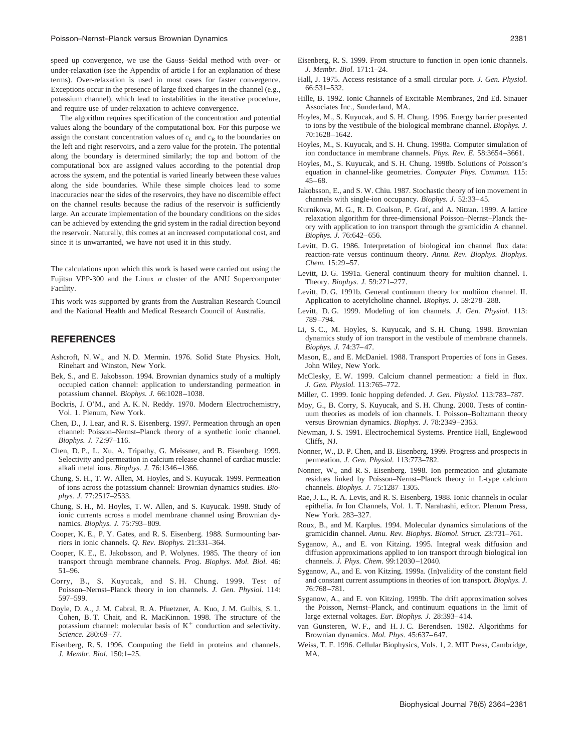speed up convergence, we use the Gauss–Seidal method with over- or under-relaxation (see the Appendix of article I for an explanation of these terms). Over-relaxation is used in most cases for faster convergence. Exceptions occur in the presence of large fixed charges in the channel (e.g., potassium channel), which lead to instabilities in the iterative procedure, and require use of under-relaxation to achieve convergence.

The algorithm requires specification of the concentration and potential values along the boundary of the computational box. For this purpose we assign the constant concentration values of $c_L$ and $c_R$ to the boundaries on the left and right reservoirs, and a zero value for the protein. The potential along the boundary is determined similarly; the top and bottom of the computational box are assigned values according to the potential drop across the system, and the potential is varied linearly between these values along the side boundaries. While these simple choices lead to some inaccuracies near the sides of the reservoirs, they have no discernible effect on the channel results because the radius of the reservoir is sufficiently large. An accurate implementation of the boundary conditions on the sides can be achieved by extending the grid system in the radial direction beyond the reservoir. Naturally, this comes at an increased computational cost, and since it is unwarranted, we have not used it in this study.

The calculations upon which this work is based were carried out using the Fujitsu VPP-300 and the Linux $\alpha$ cluster of the ANU Supercomputer Facility.

This work was supported by grants from the Australian Research Council and the National Health and Medical Research Council of Australia.

## REFERENCES

Ashcroft, N. W., and N. D. Mermin. 1976. Solid State Physics. Holt, Rinehart and Winston, New York.

Bek, S., and E. Jakobsson. 1994. Brownian dynamics study of a multiply occupied cation channel: application to understanding permeation in potassium channel. *Biophys. J.* 66:1028–1038.

Bockris, J. O'M., and A. K. N. Reddy. 1970. Modern Electrochemistry, Vol. 1. Plenum, New York.

Chen, D., J. Lear, and R. S. Eisenberg. 1997. Permeation through an open channel: Poisson–Nernst–Planck theory of a synthetic ionic channel. *Biophys. J.* 72:97–116.

Chen, D. P., L. Xu, A. Tripathy, G. Meissner, and B. Eisenberg. 1999. Selectivity and permeation in calcium release channel of cardiac muscle: alkali metal ions. *Biophys. J.* 76:1346–1366.

Chung, S. H., T. W. Allen, M. Hoyles, and S. Kuyucak. 1999. Permeation of ions across the potassium channel: Brownian dynamics studies. *Biophys. J.* 77:2517–2533.

Chung, S. H., M. Hoyles, T. W. Allen, and S. Kuyucak. 1998. Study of ionic currents across a model membrane channel using Brownian dynamics. *Biophys. J.* 75:793–809.

Cooper, K. E., P. Y. Gates, and R. S. Eisenberg. 1988. Surmounting barriers in ionic channels. *Q. Rev. Biophys.* 21:331–364.

Cooper, K. E., E. Jakobsson, and P. Wolynes. 1985. The theory of ion transport through membrane channels. *Prog. Biophys. Mol. Biol.* 46: 51–96.

Corry, B., S. Kuyucak, and S. H. Chung. 1999. Test of Poisson–Nernst–Planck theory in ion channels. *J. Gen. Physiol.* 114: 597–599.

Doyle, D. A., J. M. Cabral, R. A. Pfuetzner, A. Kuo, J. M. Gulbis, S. L. Cohen, B. T. Chait, and R. MacKinnon. 1998. The structure of the potassium channel: molecular basis of $K^+$ conduction and selectivity. *Science.* 280:69–77.

Eisenberg, R. S. 1996. Computing the field in proteins and channels. *J. Membr. Biol.* 150:1–25.

Eisenberg, R. S. 1999. From structure to function in open ionic channels. *J. Membr. Biol.* 171:1–24.

Hall, J. 1975. Access resistance of a small circular pore. *J. Gen. Physiol.* 66:531–532.

Hille, B. 1992. Ionic Channels of Excitable Membranes, 2nd Ed. Sinauer Associates Inc., Sunderland, MA.

Hoyles, M., S. Kuyucak, and S. H. Chung. 1996. Energy barrier presented to ions by the vestibule of the biological membrane channel. *Biophys. J.* 70:1628–1642.

Hoyles, M., S. Kuyucak, and S. H. Chung. 1998a. Computer simulation of ion conductance in membrane channels. *Phys. Rev. E.* 58:3654–3661.

Hoyles, M., S. Kuyucak, and S. H. Chung. 1998b. Solutions of Poisson's equation in channel-like geometries. *Computer Phys. Commun.* 115: 45–68.

Jakobsson, E., and S. W. Chiu. 1987. Stochastic theory of ion movement in channels with single-ion occupancy. *Biophys. J.* 52:33–45.

Kurnikova, M. G., R. D. Coalson, P. Graf, and A. Nitzan. 1999. A lattice relaxation algorithm for three-dimensional Poisson–Nernst–Planck theory with application to ion transport through the gramicidin A channel. *Biophys. J.* 76:642–656.

Levitt, D. G. 1986. Interpretation of biological ion channel flux data: reaction-rate versus continuum theory. *Annu. Rev. Biophys. Biophys. Chem.* 15:29–57.

Levitt, D. G. 1991a. General continuum theory for multiion channel. I. Theory. *Biophys. J.* 59:271–277.

Levitt, D. G. 1991b. General continuum theory for multiion channel. II. Application to acetylcholine channel. *Biophys. J.* 59:278–288.

Levitt, D. G. 1999. Modeling of ion channels. *J. Gen. Physiol.* 113: 789–794.

Li, S. C., M. Hoyles, S. Kuyucak, and S. H. Chung. 1998. Brownian dynamics study of ion transport in the vestibule of membrane channels. *Biophys. J.* 74:37–47.

Mason, E., and E. McDaniel. 1988. Transport Properties of Ions in Gases. John Wiley, New York.

McClesky, E. W. 1999. Calcium channel permeation: a field in flux. *J. Gen. Physiol.* 113:765–772.

Miller, C. 1999. Ionic hopping defended. *J. Gen. Physiol.* 113:783–787.

Moy, G., B. Corry, S. Kuyucak, and S. H. Chung. 2000. Tests of continuum theories as models of ion channels. I. Poisson–Boltzmann theory versus Brownian dynamics. *Biophys. J.* 78:2349–2363.

Newman, J. S. 1991. Electrochemical Systems. Prentice Hall, Englewood Cliffs, NJ.

Nonner, W., D. P. Chen, and B. Eisenberg. 1999. Progress and prospects in permeation. *J. Gen. Physiol.* 113:773–782.

Nonner, W., and R. S. Eisenberg. 1998. Ion permeation and glutamate residues linked by Poisson–Nernst–Planck theory in L-type calcium channels. *Biophys. J.* 75:1287–1305.

Rae, J. L., R. A. Levis, and R. S. Eisenberg. 1988. Ionic channels in ocular epithelia. *In* Ion Channels, Vol. 1. T. Narahashi, editor. Plenum Press, New York. 283–327.

Roux, B., and M. Karplus. 1994. Molecular dynamics simulations of the gramicidin channel. *Annu. Rev. Biophys. Biomol. Struct.* 23:731–761.

Syganow, A., and E. von Kitzing. 1995. Integral weak diffusion and diffusion approximations applied to ion transport through biological ion channels. *J. Phys. Chem.* 99:12030–12040.

Syganow, A., and E. von Kitzing. 1999a. (In)validity of the constant field and constant current assumptions in theories of ion transport. *Biophys. J.* 76:768–781.

Syganow, A., and E. von Kitzing. 1999b. The drift approximation solves the Poisson, Nernst–Planck, and continuum equations in the limit of large external voltages. *Eur. Biophys. J.* 28:393–414.

van Gunsteren, W. F., and H. J. C. Berendsen. 1982. Algorithms for Brownian dynamics. *Mol. Phys.* 45:637–647.

Weiss, T. F. 1996. Cellular Biophysics, Vols. 1, 2. MIT Press, Cambridge, MA.